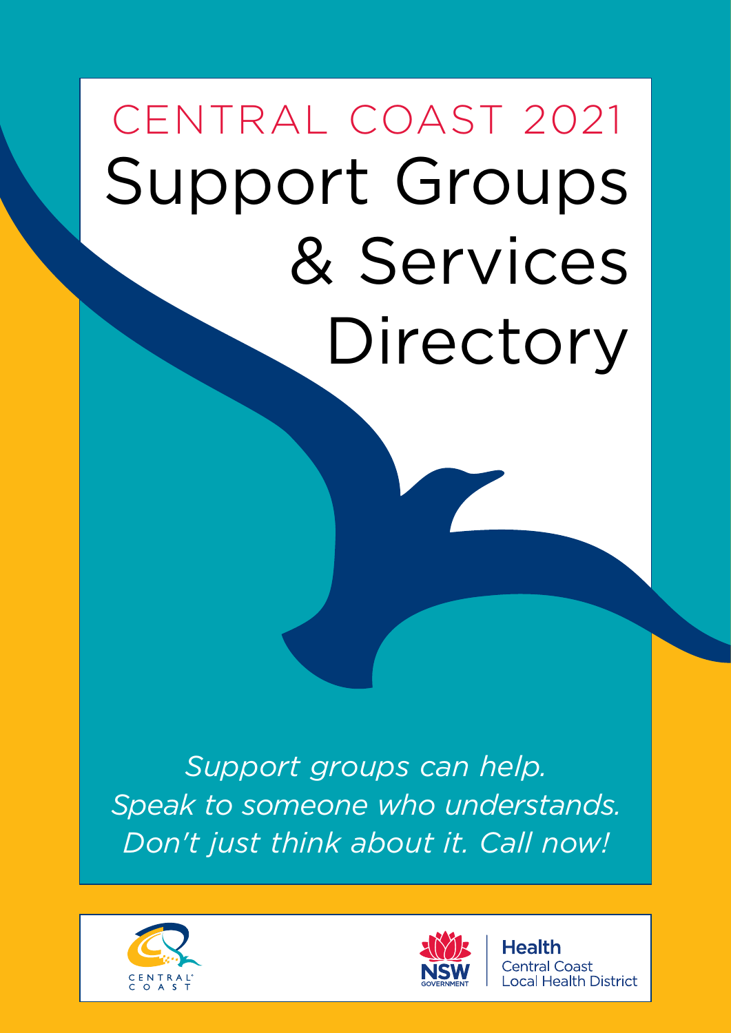CENTRAL COAST 2021

# Support Groups & Services Directory

*Support groups can help.*
*Speak to someone who understands.*
*Don't just think about it. Call now!*

CENTRAL COAST

NSW GOVERNMENT | Health Central Coast Local Health District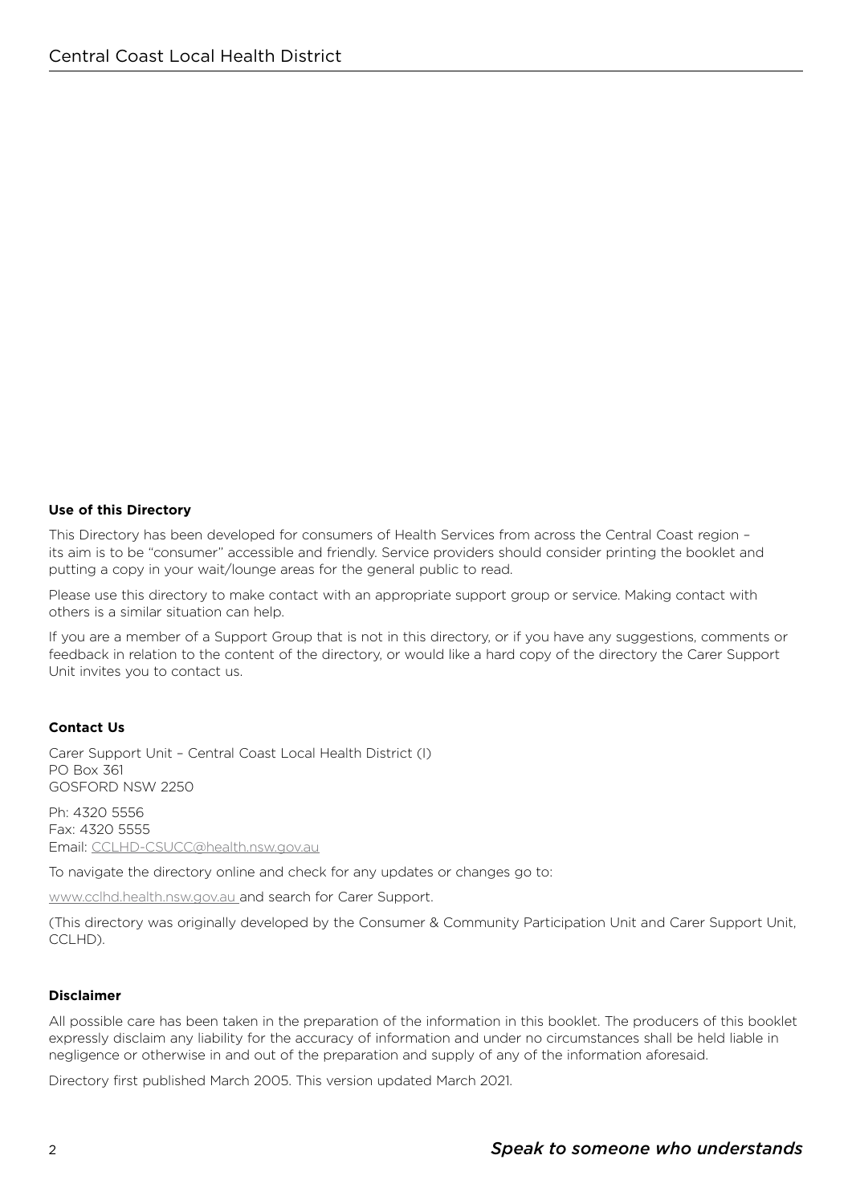**Use of this Directory**

This Directory has been developed for consumers of Health Services from across the Central Coast region – its aim is to be "consumer" accessible and friendly. Service providers should consider printing the booklet and putting a copy in your wait/lounge areas for the general public to read.

Please use this directory to make contact with an appropriate support group or service. Making contact with others is a similar situation can help.

If you are a member of a Support Group that is not in this directory, or if you have any suggestions, comments or feedback in relation to the content of the directory, or would like a hard copy of the directory the Carer Support Unit invites you to contact us.

**Contact Us**

Carer Support Unit – Central Coast Local Health District (I)
PO Box 361
GOSFORD NSW 2250

Ph: 4320 5556
Fax: 4320 5555
Email: CCLHD-CSUCC@health.nsw.gov.au

To navigate the directory online and check for any updates or changes go to:

www.cclhd.health.nsw.gov.au and search for Carer Support.

(This directory was originally developed by the Consumer & Community Participation Unit and Carer Support Unit, CCLHD).

**Disclaimer**

All possible care has been taken in the preparation of the information in this booklet. The producers of this booklet expressly disclaim any liability for the accuracy of information and under no circumstances shall be held liable in negligence or otherwise in and out of the preparation and supply of any of the information aforesaid.

Directory first published March 2005. This version updated March 2021.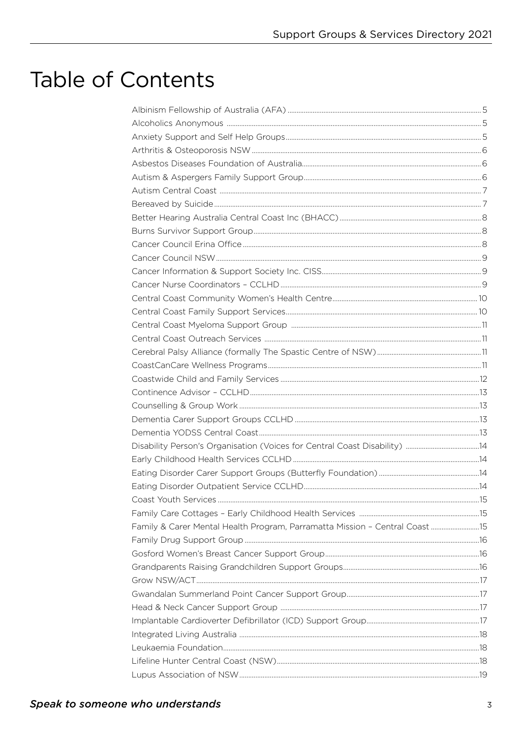# Table of Contents

| | |
|---|---|
| Albinism Fellowship of Australia (AFA) | 5 |
| Alcoholics Anonymous | 5 |
| Anxiety Support and Self Help Groups | 5 |
| Arthritis & Osteoporosis NSW | 6 |
| Asbestos Diseases Foundation of Australia | 6 |
| Autism & Aspergers Family Support Group | 6 |
| Autism Central Coast | 7 |
| Bereaved by Suicide | 7 |
| Better Hearing Australia Central Coast Inc (BHACC) | 8 |
| Burns Survivor Support Group | 8 |
| Cancer Council Erina Office | 8 |
| Cancer Council NSW | 9 |
| Cancer Information & Support Society Inc. CISS | 9 |
| Cancer Nurse Coordinators – CCLHD | 9 |
| Central Coast Community Women's Health Centre | 10 |
| Central Coast Family Support Services | 10 |
| Central Coast Myeloma Support Group | 11 |
| Central Coast Outreach Services | 11 |
| Cerebral Palsy Alliance (formally The Spastic Centre of NSW) | 11 |
| CoastCanCare Wellness Programs | 11 |
| Coastwide Child and Family Services | 12 |
| Continence Advisor – CCLHD | 13 |
| Counselling & Group Work | 13 |
| Dementia Carer Support Groups CCLHD | 13 |
| Dementia YODSS Central Coast | 13 |
| Disability Person's Organisation (Voices for Central Coast Disability) | 14 |
| Early Childhood Health Services CCLHD | 14 |
| Eating Disorder Carer Support Groups (Butterfly Foundation) | 14 |
| Eating Disorder Outpatient Service CCLHD | 14 |
| Coast Youth Services | 15 |
| Family Care Cottages – Early Childhood Health Services | 15 |
| Family & Carer Mental Health Program, Parramatta Mission – Central Coast | 15 |
| Family Drug Support Group | 16 |
| Gosford Women's Breast Cancer Support Group | 16 |
| Grandparents Raising Grandchildren Support Groups | 16 |
| Grow NSW/ACT | 17 |
| Gwandalan Summerland Point Cancer Support Group | 17 |
| Head & Neck Cancer Support Group | 17 |
| Implantable Cardioverter Defibrillator (ICD) Support Group | 17 |
| Integrated Living Australia | 18 |
| Leukaemia Foundation | 18 |
| Lifeline Hunter Central Coast (NSW) | 18 |
| Lupus Association of NSW | 19 |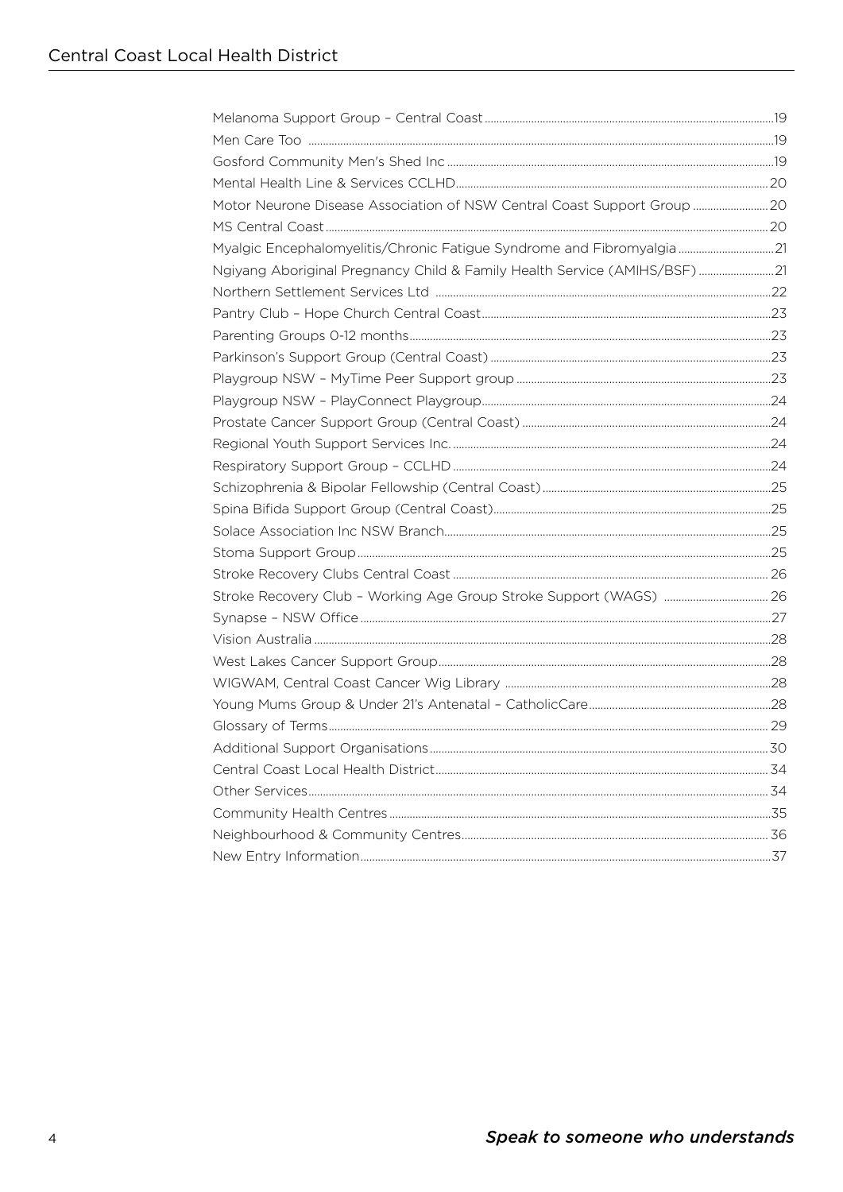| | |
|---|---|
| Melanoma Support Group – Central Coast | 19 |
| Men Care Too | 19 |
| Gosford Community Men's Shed Inc | 19 |
| Mental Health Line & Services CCLHD | 20 |
| Motor Neurone Disease Association of NSW Central Coast Support Group | 20 |
| MS Central Coast | 20 |
| Myalgic Encephalomyelitis/Chronic Fatigue Syndrome and Fibromyalgia | 21 |
| Ngiyang Aboriginal Pregnancy Child & Family Health Service (AMIHS/BSF) | 21 |
| Northern Settlement Services Ltd | 22 |
| Pantry Club – Hope Church Central Coast | 23 |
| Parenting Groups 0-12 months | 23 |
| Parkinson's Support Group (Central Coast) | 23 |
| Playgroup NSW – MyTime Peer Support group | 23 |
| Playgroup NSW – PlayConnect Playgroup | 24 |
| Prostate Cancer Support Group (Central Coast) | 24 |
| Regional Youth Support Services Inc. | 24 |
| Respiratory Support Group – CCLHD | 24 |
| Schizophrenia & Bipolar Fellowship (Central Coast) | 25 |
| Spina Bifida Support Group (Central Coast) | 25 |
| Solace Association Inc NSW Branch | 25 |
| Stoma Support Group | 25 |
| Stroke Recovery Clubs Central Coast | 26 |
| Stroke Recovery Club – Working Age Group Stroke Support (WAGS) | 26 |
| Synapse – NSW Office | 27 |
| Vision Australia | 28 |
| West Lakes Cancer Support Group | 28 |
| WIGWAM, Central Coast Cancer Wig Library | 28 |
| Young Mums Group & Under 21's Antenatal – CatholicCare | 28 |
| Glossary of Terms | 29 |
| Additional Support Organisations | 30 |
| Central Coast Local Health District | 34 |
| Other Services | 34 |
| Community Health Centres | 35 |
| Neighbourhood & Community Centres | 36 |
| New Entry Information | 37 |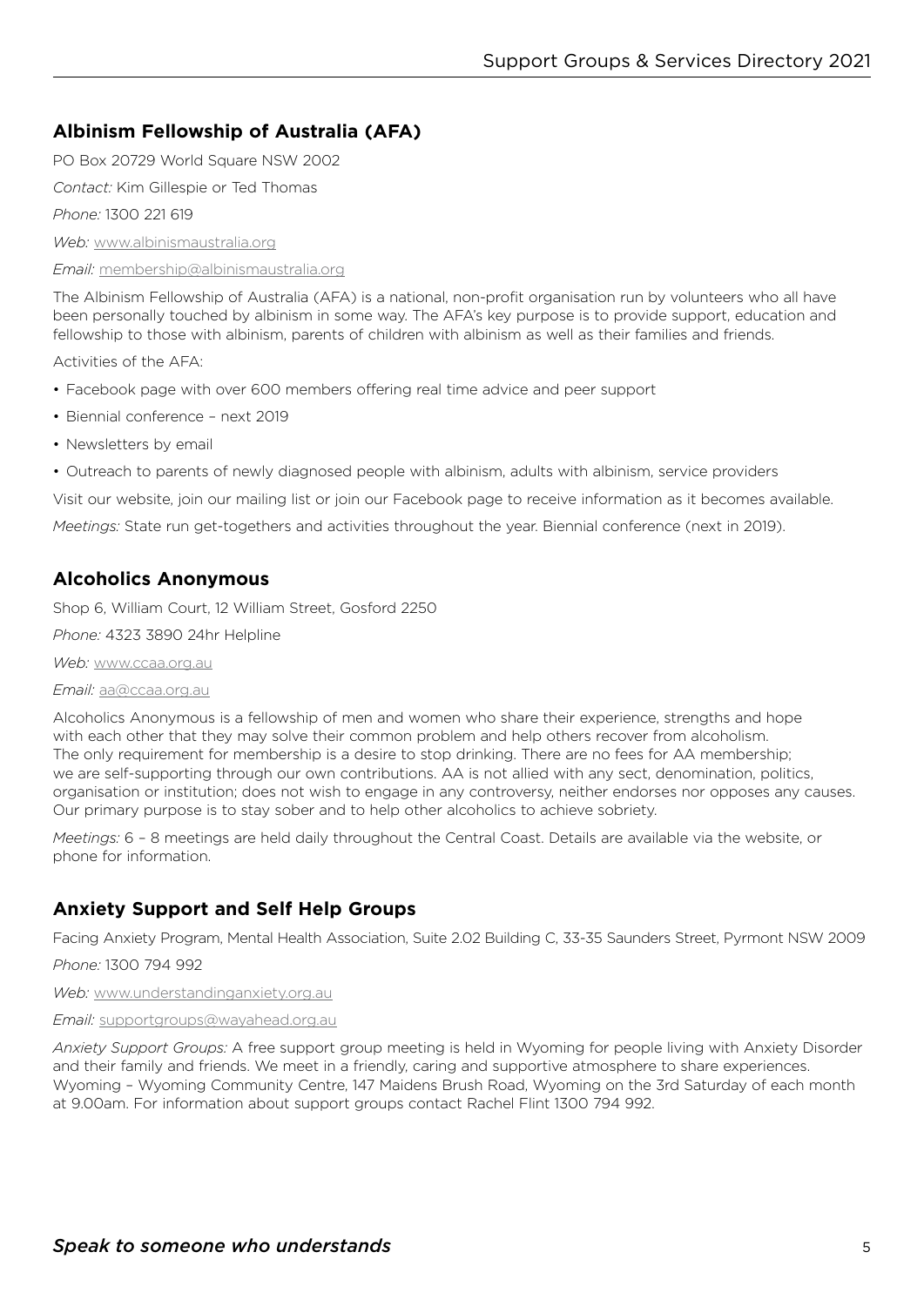## Albinism Fellowship of Australia (AFA)

PO Box 20729 World Square NSW 2002

*Contact:* Kim Gillespie or Ted Thomas

*Phone:* 1300 221 619

*Web:* www.albinismaustralia.org

*Email:* membership@albinismaustralia.org

The Albinism Fellowship of Australia (AFA) is a national, non-profit organisation run by volunteers who all have been personally touched by albinism in some way. The AFA's key purpose is to provide support, education and fellowship to those with albinism, parents of children with albinism as well as their families and friends.

Activities of the AFA:

- Facebook page with over 600 members offering real time advice and peer support
- Biennial conference – next 2019
- Newsletters by email
- Outreach to parents of newly diagnosed people with albinism, adults with albinism, service providers

Visit our website, join our mailing list or join our Facebook page to receive information as it becomes available.

*Meetings:* State run get-togethers and activities throughout the year. Biennial conference (next in 2019).

## Alcoholics Anonymous

Shop 6, William Court, 12 William Street, Gosford 2250

*Phone:* 4323 3890 24hr Helpline

*Web:* www.ccaa.org.au

*Email:* aa@ccaa.org.au

Alcoholics Anonymous is a fellowship of men and women who share their experience, strengths and hope with each other that they may solve their common problem and help others recover from alcoholism. The only requirement for membership is a desire to stop drinking. There are no fees for AA membership; we are self-supporting through our own contributions. AA is not allied with any sect, denomination, politics, organisation or institution; does not wish to engage in any controversy, neither endorses nor opposes any causes. Our primary purpose is to stay sober and to help other alcoholics to achieve sobriety.

*Meetings:* 6 – 8 meetings are held daily throughout the Central Coast. Details are available via the website, or phone for information.

## Anxiety Support and Self Help Groups

Facing Anxiety Program, Mental Health Association, Suite 2.02 Building C, 33-35 Saunders Street, Pyrmont NSW 2009

*Phone:* 1300 794 992

*Web:* www.understandinganxiety.org.au

*Email:* supportgroups@wayahead.org.au

*Anxiety Support Groups:* A free support group meeting is held in Wyoming for people living with Anxiety Disorder and their family and friends. We meet in a friendly, caring and supportive atmosphere to share experiences. Wyoming – Wyoming Community Centre, 147 Maidens Brush Road, Wyoming on the 3rd Saturday of each month at 9.00am. For information about support groups contact Rachel Flint 1300 794 992.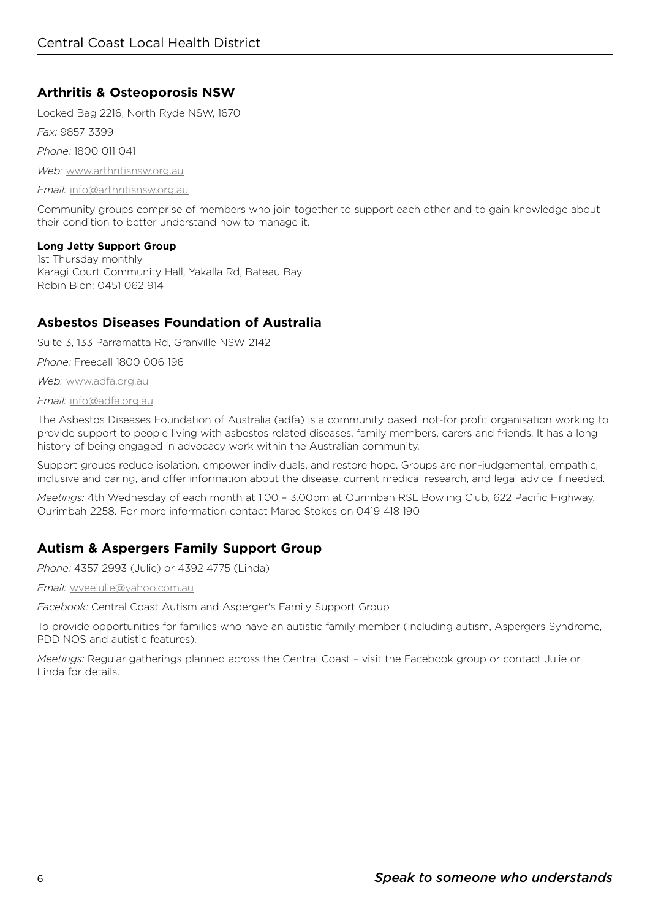## Arthritis & Osteoporosis NSW

Locked Bag 2216, North Ryde NSW, 1670

*Fax:* 9857 3399

*Phone:* 1800 011 041

*Web:* www.arthritisnsw.org.au

*Email:* info@arthritisnsw.org.au

Community groups comprise of members who join together to support each other and to gain knowledge about their condition to better understand how to manage it.

**Long Jetty Support Group**
1st Thursday monthly
Karagi Court Community Hall, Yakalla Rd, Bateau Bay
Robin Blon: 0451 062 914

## Asbestos Diseases Foundation of Australia

Suite 3, 133 Parramatta Rd, Granville NSW 2142

*Phone:* Freecall 1800 006 196

*Web:* www.adfa.org.au

*Email:* info@adfa.org.au

The Asbestos Diseases Foundation of Australia (adfa) is a community based, not-for profit organisation working to provide support to people living with asbestos related diseases, family members, carers and friends. It has a long history of being engaged in advocacy work within the Australian community.

Support groups reduce isolation, empower individuals, and restore hope. Groups are non-judgemental, empathic, inclusive and caring, and offer information about the disease, current medical research, and legal advice if needed.

*Meetings:* 4th Wednesday of each month at 1.00 – 3.00pm at Ourimbah RSL Bowling Club, 622 Pacific Highway, Ourimbah 2258. For more information contact Maree Stokes on 0419 418 190

## Autism & Aspergers Family Support Group

*Phone:* 4357 2993 (Julie) or 4392 4775 (Linda)

*Email:* wyeejulie@yahoo.com.au

*Facebook:* Central Coast Autism and Asperger's Family Support Group

To provide opportunities for families who have an autistic family member (including autism, Aspergers Syndrome, PDD NOS and autistic features).

*Meetings:* Regular gatherings planned across the Central Coast – visit the Facebook group or contact Julie or Linda for details.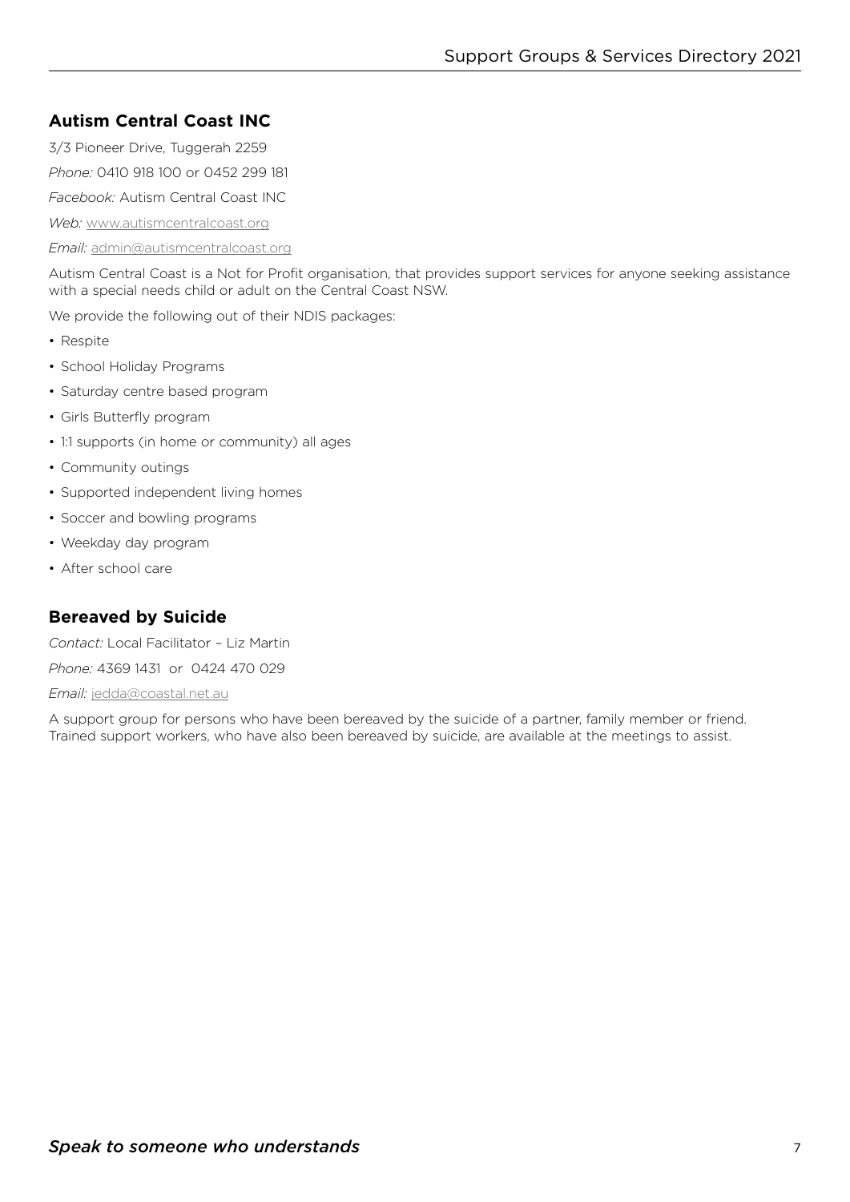## Autism Central Coast INC

3/3 Pioneer Drive, Tuggerah 2259

*Phone:* 0410 918 100 or 0452 299 181

*Facebook:* Autism Central Coast INC

*Web:* www.autismcentralcoast.org

*Email:* admin@autismcentralcoast.org

Autism Central Coast is a Not for Profit organisation, that provides support services for anyone seeking assistance with a special needs child or adult on the Central Coast NSW.

We provide the following out of their NDIS packages:

- Respite
- School Holiday Programs
- Saturday centre based program
- Girls Butterfly program
- 1:1 supports (in home or community) all ages
- Community outings
- Supported independent living homes
- Soccer and bowling programs
- Weekday day program
- After school care

## Bereaved by Suicide

*Contact:* Local Facilitator – Liz Martin

*Phone:* 4369 1431 or 0424 470 029

*Email:* jedda@coastal.net.au

A support group for persons who have been bereaved by the suicide of a partner, family member or friend. Trained support workers, who have also been bereaved by suicide, are available at the meetings to assist.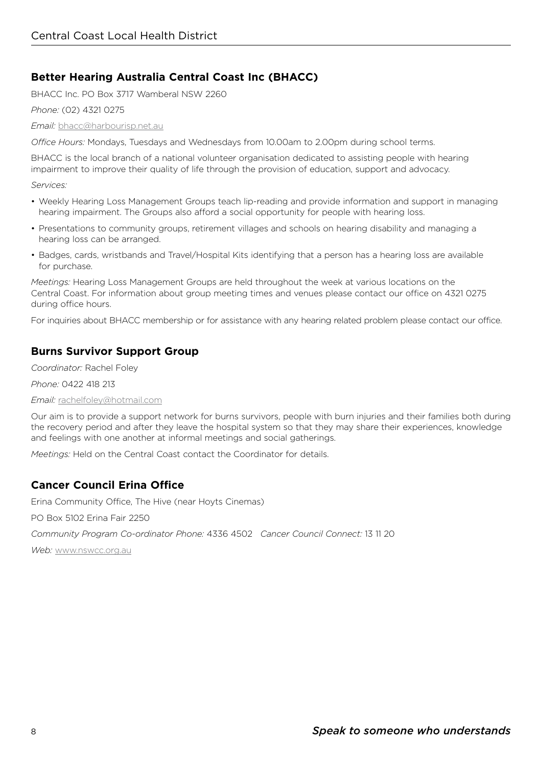## Better Hearing Australia Central Coast Inc (BHACC)

BHACC Inc. PO Box 3717 Wamberal NSW 2260

*Phone:* (02) 4321 0275

*Email:* bhacc@harbourisp.net.au

*Office Hours:* Mondays, Tuesdays and Wednesdays from 10.00am to 2.00pm during school terms.

BHACC is the local branch of a national volunteer organisation dedicated to assisting people with hearing impairment to improve their quality of life through the provision of education, support and advocacy.

*Services:*

- Weekly Hearing Loss Management Groups teach lip-reading and provide information and support in managing hearing impairment. The Groups also afford a social opportunity for people with hearing loss.
- Presentations to community groups, retirement villages and schools on hearing disability and managing a hearing loss can be arranged.
- Badges, cards, wristbands and Travel/Hospital Kits identifying that a person has a hearing loss are available for purchase.

*Meetings:* Hearing Loss Management Groups are held throughout the week at various locations on the Central Coast. For information about group meeting times and venues please contact our office on 4321 0275 during office hours.

For inquiries about BHACC membership or for assistance with any hearing related problem please contact our office.

## Burns Survivor Support Group

*Coordinator:* Rachel Foley

*Phone:* 0422 418 213

*Email:* rachelfoley@hotmail.com

Our aim is to provide a support network for burns survivors, people with burn injuries and their families both during the recovery period and after they leave the hospital system so that they may share their experiences, knowledge and feelings with one another at informal meetings and social gatherings.

*Meetings:* Held on the Central Coast contact the Coordinator for details.

## Cancer Council Erina Office

Erina Community Office, The Hive (near Hoyts Cinemas)

PO Box 5102 Erina Fair 2250

*Community Program Co-ordinator Phone:* 4336 4502 *Cancer Council Connect:* 13 11 20

*Web:* www.nswcc.org.au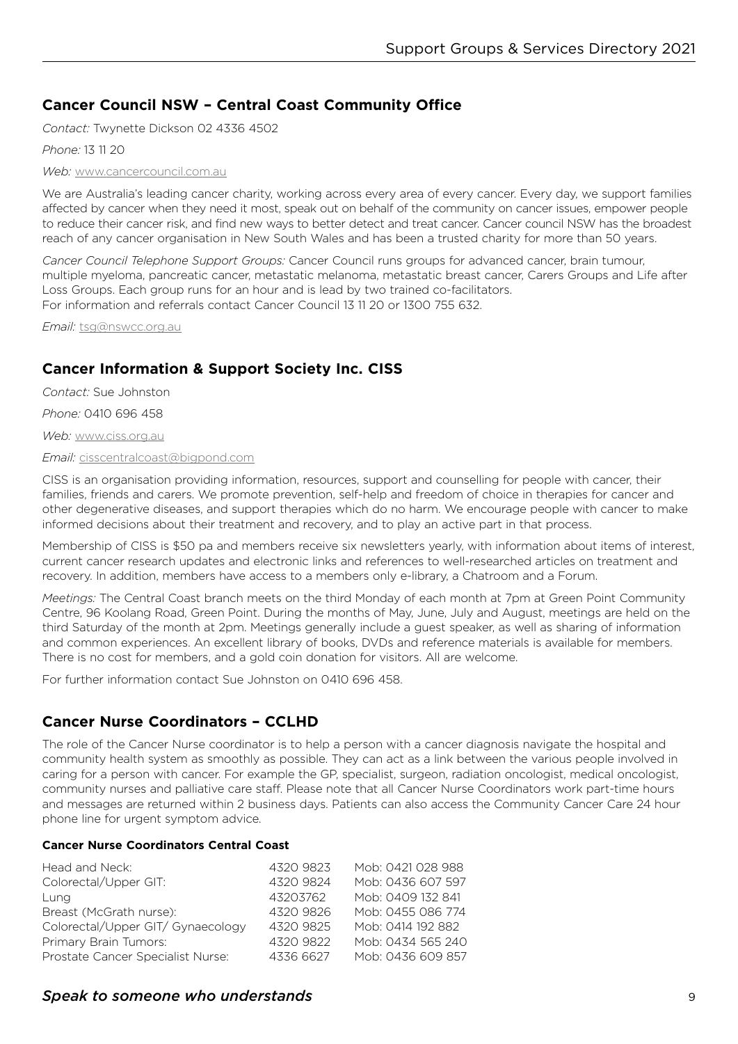## Cancer Council NSW – Central Coast Community Office

*Contact:* Twynette Dickson 02 4336 4502

*Phone:* 13 11 20

*Web:* www.cancercouncil.com.au

We are Australia's leading cancer charity, working across every area of every cancer. Every day, we support families affected by cancer when they need it most, speak out on behalf of the community on cancer issues, empower people to reduce their cancer risk, and find new ways to better detect and treat cancer. Cancer council NSW has the broadest reach of any cancer organisation in New South Wales and has been a trusted charity for more than 50 years.

*Cancer Council Telephone Support Groups:* Cancer Council runs groups for advanced cancer, brain tumour, multiple myeloma, pancreatic cancer, metastatic melanoma, metastatic breast cancer, Carers Groups and Life after Loss Groups. Each group runs for an hour and is lead by two trained co-facilitators.
For information and referrals contact Cancer Council 13 11 20 or 1300 755 632.

*Email:* tsg@nswcc.org.au

## Cancer Information & Support Society Inc. CISS

*Contact:* Sue Johnston

*Phone:* 0410 696 458

*Web:* www.ciss.org.au

*Email:* cisscentralcoast@bigpond.com

CISS is an organisation providing information, resources, support and counselling for people with cancer, their families, friends and carers. We promote prevention, self-help and freedom of choice in therapies for cancer and other degenerative diseases, and support therapies which do no harm. We encourage people with cancer to make informed decisions about their treatment and recovery, and to play an active part in that process.

Membership of CISS is $50 pa and members receive six newsletters yearly, with information about items of interest, current cancer research updates and electronic links and references to well-researched articles on treatment and recovery. In addition, members have access to a members only e-library, a Chatroom and a Forum.

*Meetings:* The Central Coast branch meets on the third Monday of each month at 7pm at Green Point Community Centre, 96 Koolang Road, Green Point. During the months of May, June, July and August, meetings are held on the third Saturday of the month at 2pm. Meetings generally include a guest speaker, as well as sharing of information and common experiences. An excellent library of books, DVDs and reference materials is available for members. There is no cost for members, and a gold coin donation for visitors. All are welcome.

For further information contact Sue Johnston on 0410 696 458.

## Cancer Nurse Coordinators – CCLHD

The role of the Cancer Nurse coordinator is to help a person with a cancer diagnosis navigate the hospital and community health system as smoothly as possible. They can act as a link between the various people involved in caring for a person with cancer. For example the GP, specialist, surgeon, radiation oncologist, medical oncologist, community nurses and palliative care staff. Please note that all Cancer Nurse Coordinators work part-time hours and messages are returned within 2 business days. Patients can also access the Community Cancer Care 24 hour phone line for urgent symptom advice.

**Cancer Nurse Coordinators Central Coast**

| | | |
|---|---|---|
| Head and Neck: | 4320 9823 | Mob: 0421 028 988 |
| Colorectal/Upper GIT: | 4320 9824 | Mob: 0436 607 597 |
| Lung | 43203762 | Mob: 0409 132 841 |
| Breast (McGrath nurse): | 4320 9826 | Mob: 0455 086 774 |
| Colorectal/Upper GIT/ Gynaecology | 4320 9825 | Mob: 0414 192 882 |
| Primary Brain Tumors: | 4320 9822 | Mob: 0434 565 240 |
| Prostate Cancer Specialist Nurse: | 4336 6627 | Mob: 0436 609 857 |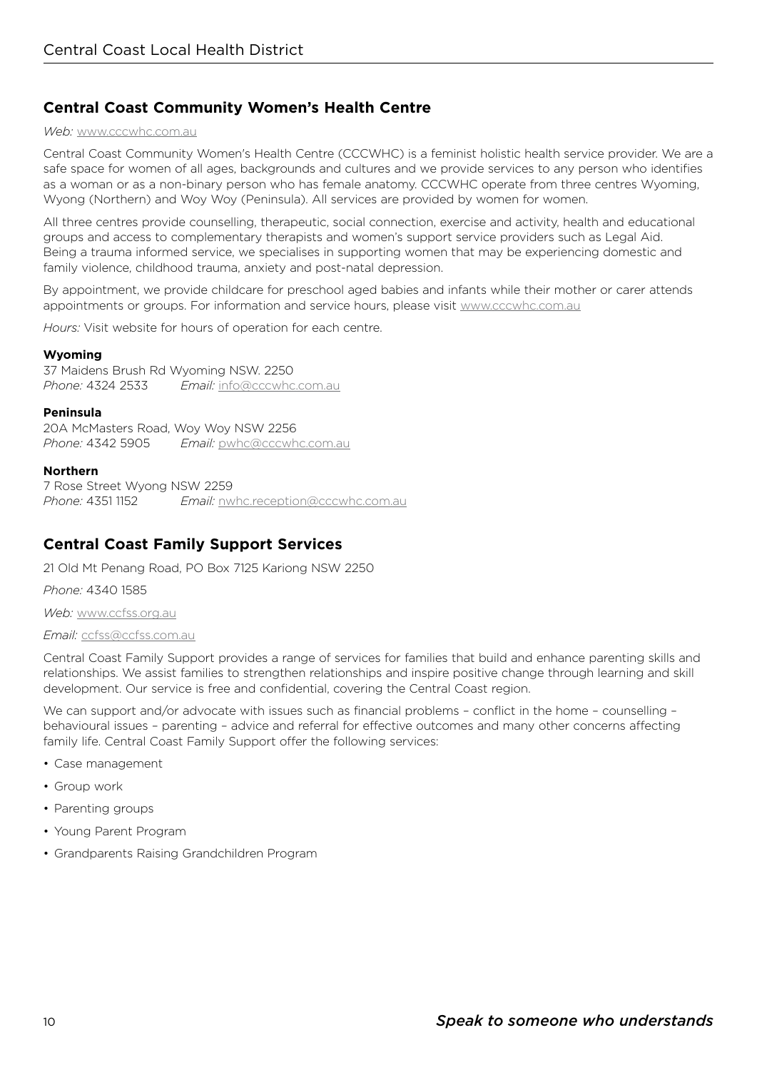## Central Coast Community Women's Health Centre

*Web:* www.cccwhc.com.au

Central Coast Community Women's Health Centre (CCCWHC) is a feminist holistic health service provider. We are a safe space for women of all ages, backgrounds and cultures and we provide services to any person who identifies as a woman or as a non-binary person who has female anatomy. CCCWHC operate from three centres Wyoming, Wyong (Northern) and Woy Woy (Peninsula). All services are provided by women for women.

All three centres provide counselling, therapeutic, social connection, exercise and activity, health and educational groups and access to complementary therapists and women's support service providers such as Legal Aid. Being a trauma informed service, we specialises in supporting women that may be experiencing domestic and family violence, childhood trauma, anxiety and post-natal depression.

By appointment, we provide childcare for preschool aged babies and infants while their mother or carer attends appointments or groups. For information and service hours, please visit www.cccwhc.com.au

*Hours:* Visit website for hours of operation for each centre.

**Wyoming**
37 Maidens Brush Rd Wyoming NSW. 2250
*Phone:* 4324 2533 *Email:* info@cccwhc.com.au

**Peninsula**
20A McMasters Road, Woy Woy NSW 2256
*Phone:* 4342 5905 *Email:* pwhc@cccwhc.com.au

**Northern**
7 Rose Street Wyong NSW 2259
*Phone:* 4351 1152 *Email:* nwhc.reception@cccwhc.com.au

## Central Coast Family Support Services

21 Old Mt Penang Road, PO Box 7125 Kariong NSW 2250

*Phone:* 4340 1585

*Web:* www.ccfss.org.au

*Email:* ccfss@ccfss.com.au

Central Coast Family Support provides a range of services for families that build and enhance parenting skills and relationships. We assist families to strengthen relationships and inspire positive change through learning and skill development. Our service is free and confidential, covering the Central Coast region.

We can support and/or advocate with issues such as financial problems – conflict in the home – counselling – behavioural issues – parenting – advice and referral for effective outcomes and many other concerns affecting family life. Central Coast Family Support offer the following services:

- Case management
- Group work
- Parenting groups
- Young Parent Program
- Grandparents Raising Grandchildren Program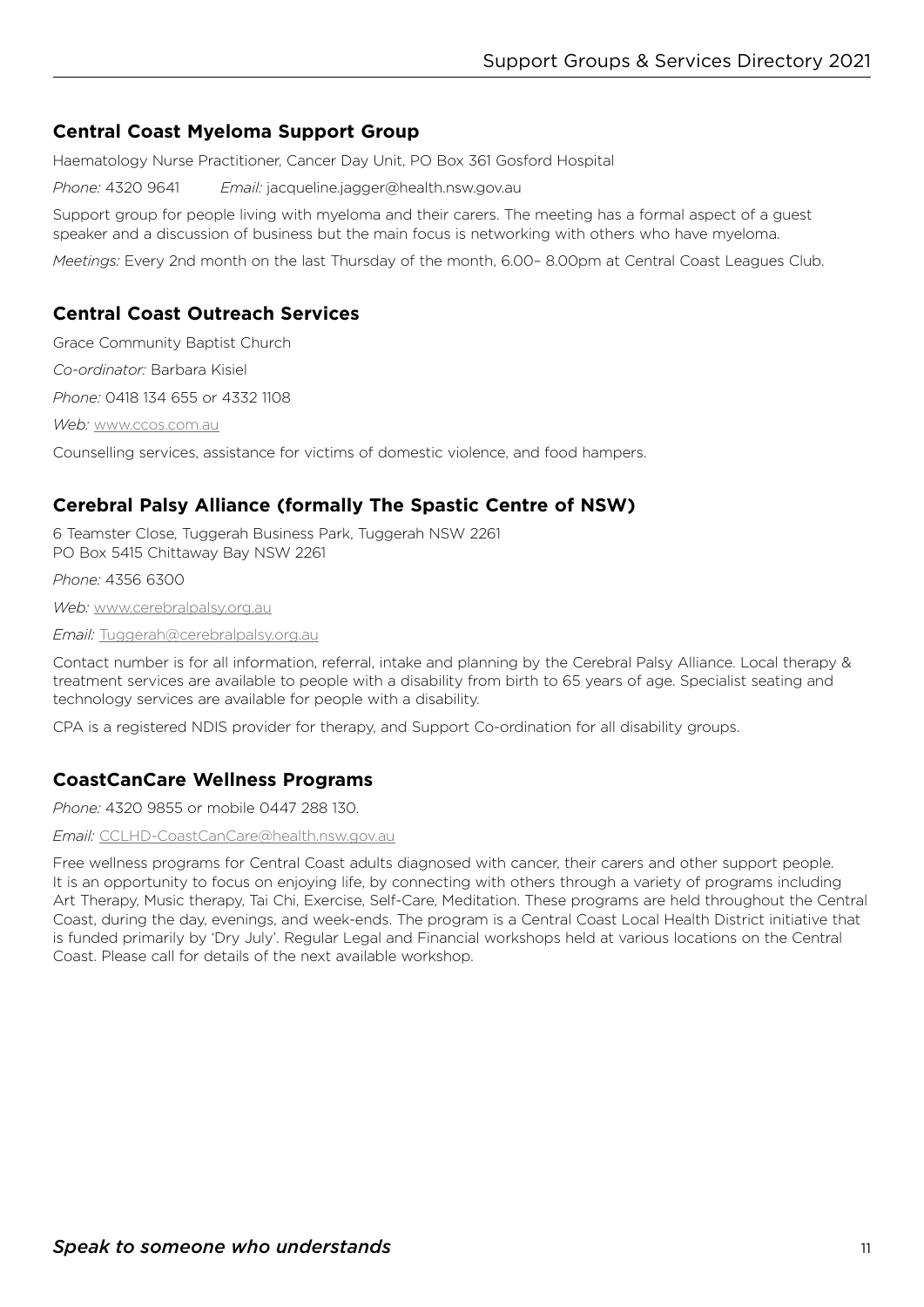## Central Coast Myeloma Support Group

Haematology Nurse Practitioner, Cancer Day Unit, PO Box 361 Gosford Hospital

*Phone:* 4320 9641 *Email:* jacqueline.jagger@health.nsw.gov.au

Support group for people living with myeloma and their carers. The meeting has a formal aspect of a guest speaker and a discussion of business but the main focus is networking with others who have myeloma.

*Meetings:* Every 2nd month on the last Thursday of the month, 6.00– 8.00pm at Central Coast Leagues Club.

## Central Coast Outreach Services

Grace Community Baptist Church

*Co-ordinator:* Barbara Kisiel

*Phone:* 0418 134 655 or 4332 1108

*Web:* www.ccos.com.au

Counselling services, assistance for victims of domestic violence, and food hampers.

## Cerebral Palsy Alliance (formally The Spastic Centre of NSW)

6 Teamster Close, Tuggerah Business Park, Tuggerah NSW 2261
PO Box 5415 Chittaway Bay NSW 2261

*Phone:* 4356 6300

*Web:* www.cerebralpalsy.org.au

*Email:* Tuggerah@cerebralpalsy.org.au

Contact number is for all information, referral, intake and planning by the Cerebral Palsy Alliance. Local therapy & treatment services are available to people with a disability from birth to 65 years of age. Specialist seating and technology services are available for people with a disability.

CPA is a registered NDIS provider for therapy, and Support Co-ordination for all disability groups.

## CoastCanCare Wellness Programs

*Phone:* 4320 9855 or mobile 0447 288 130.

*Email:* CCLHD-CoastCanCare@health.nsw.gov.au

Free wellness programs for Central Coast adults diagnosed with cancer, their carers and other support people. It is an opportunity to focus on enjoying life, by connecting with others through a variety of programs including Art Therapy, Music therapy, Tai Chi, Exercise, Self-Care, Meditation. These programs are held throughout the Central Coast, during the day, evenings, and week-ends. The program is a Central Coast Local Health District initiative that is funded primarily by 'Dry July'. Regular Legal and Financial workshops held at various locations on the Central Coast. Please call for details of the next available workshop.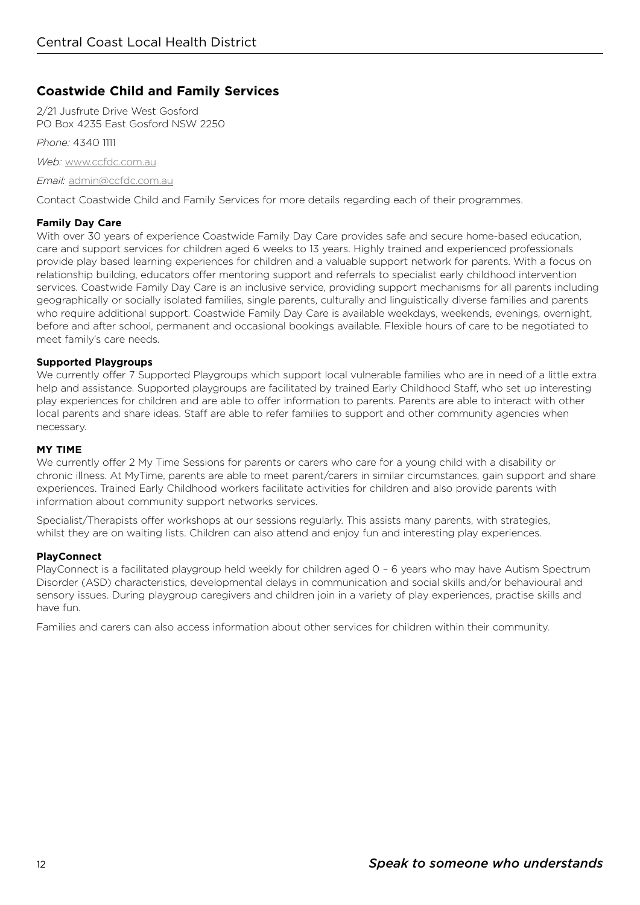## Coastwide Child and Family Services

2/21 Jusfrute Drive West Gosford
PO Box 4235 East Gosford NSW 2250

*Phone:* 4340 1111

*Web:* www.ccfdc.com.au

*Email:* admin@ccfdc.com.au

Contact Coastwide Child and Family Services for more details regarding each of their programmes.

**Family Day Care**

With over 30 years of experience Coastwide Family Day Care provides safe and secure home-based education, care and support services for children aged 6 weeks to 13 years. Highly trained and experienced professionals provide play based learning experiences for children and a valuable support network for parents. With a focus on relationship building, educators offer mentoring support and referrals to specialist early childhood intervention services. Coastwide Family Day Care is an inclusive service, providing support mechanisms for all parents including geographically or socially isolated families, single parents, culturally and linguistically diverse families and parents who require additional support. Coastwide Family Day Care is available weekdays, weekends, evenings, overnight, before and after school, permanent and occasional bookings available. Flexible hours of care to be negotiated to meet family's care needs.

**Supported Playgroups**

We currently offer 7 Supported Playgroups which support local vulnerable families who are in need of a little extra help and assistance. Supported playgroups are facilitated by trained Early Childhood Staff, who set up interesting play experiences for children and are able to offer information to parents. Parents are able to interact with other local parents and share ideas. Staff are able to refer families to support and other community agencies when necessary.

**MY TIME**

We currently offer 2 My Time Sessions for parents or carers who care for a young child with a disability or chronic illness. At MyTime, parents are able to meet parent/carers in similar circumstances, gain support and share experiences. Trained Early Childhood workers facilitate activities for children and also provide parents with information about community support networks services.

Specialist/Therapists offer workshops at our sessions regularly. This assists many parents, with strategies, whilst they are on waiting lists. Children can also attend and enjoy fun and interesting play experiences.

**PlayConnect**

PlayConnect is a facilitated playgroup held weekly for children aged 0 – 6 years who may have Autism Spectrum Disorder (ASD) characteristics, developmental delays in communication and social skills and/or behavioural and sensory issues. During playgroup caregivers and children join in a variety of play experiences, practise skills and have fun.

Families and carers can also access information about other services for children within their community.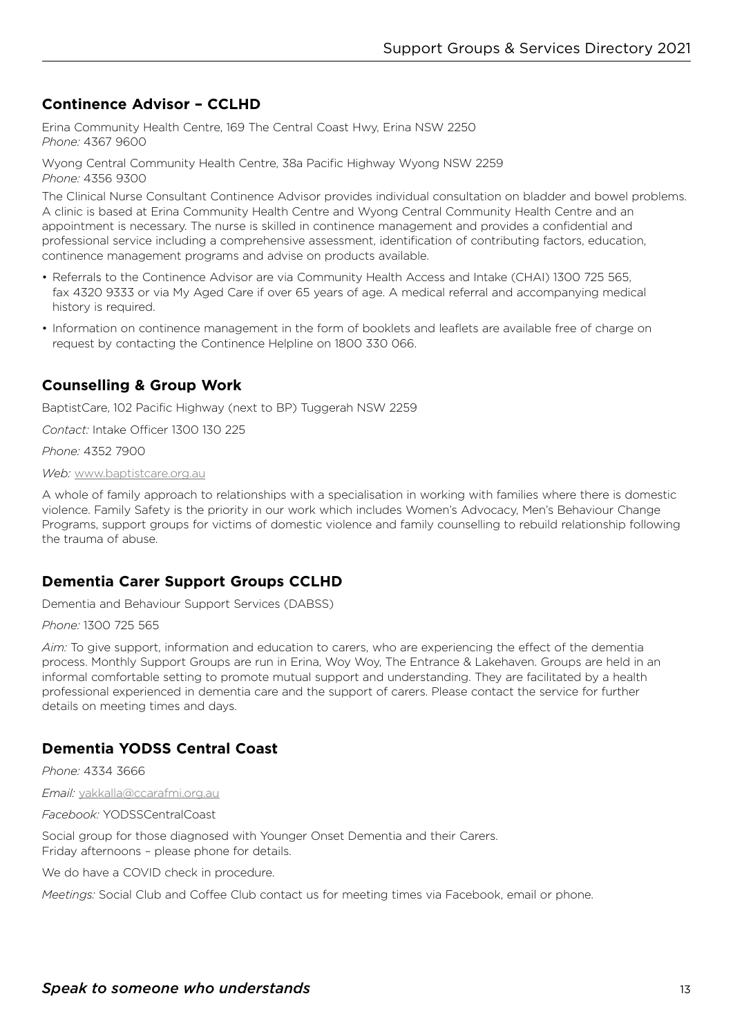## Continence Advisor – CCLHD

Erina Community Health Centre, 169 The Central Coast Hwy, Erina NSW 2250
*Phone:* 4367 9600

Wyong Central Community Health Centre, 38a Pacific Highway Wyong NSW 2259
*Phone:* 4356 9300

The Clinical Nurse Consultant Continence Advisor provides individual consultation on bladder and bowel problems. A clinic is based at Erina Community Health Centre and Wyong Central Community Health Centre and an appointment is necessary. The nurse is skilled in continence management and provides a confidential and professional service including a comprehensive assessment, identification of contributing factors, education, continence management programs and advise on products available.

- Referrals to the Continence Advisor are via Community Health Access and Intake (CHAI) 1300 725 565, fax 4320 9333 or via My Aged Care if over 65 years of age. A medical referral and accompanying medical history is required.
- Information on continence management in the form of booklets and leaflets are available free of charge on request by contacting the Continence Helpline on 1800 330 066.

## Counselling & Group Work

BaptistCare, 102 Pacific Highway (next to BP) Tuggerah NSW 2259

*Contact:* Intake Officer 1300 130 225

*Phone:* 4352 7900

*Web:* www.baptistcare.org.au

A whole of family approach to relationships with a specialisation in working with families where there is domestic violence. Family Safety is the priority in our work which includes Women's Advocacy, Men's Behaviour Change Programs, support groups for victims of domestic violence and family counselling to rebuild relationship following the trauma of abuse.

## Dementia Carer Support Groups CCLHD

Dementia and Behaviour Support Services (DABSS)

*Phone:* 1300 725 565

*Aim:* To give support, information and education to carers, who are experiencing the effect of the dementia process. Monthly Support Groups are run in Erina, Woy Woy, The Entrance & Lakehaven. Groups are held in an informal comfortable setting to promote mutual support and understanding. They are facilitated by a health professional experienced in dementia care and the support of carers. Please contact the service for further details on meeting times and days.

## Dementia YODSS Central Coast

*Phone:* 4334 3666

*Email:* yakkalla@ccarafmi.org.au

*Facebook:* YODSSCentralCoast

Social group for those diagnosed with Younger Onset Dementia and their Carers.
Friday afternoons – please phone for details.

We do have a COVID check in procedure.

*Meetings:* Social Club and Coffee Club contact us for meeting times via Facebook, email or phone.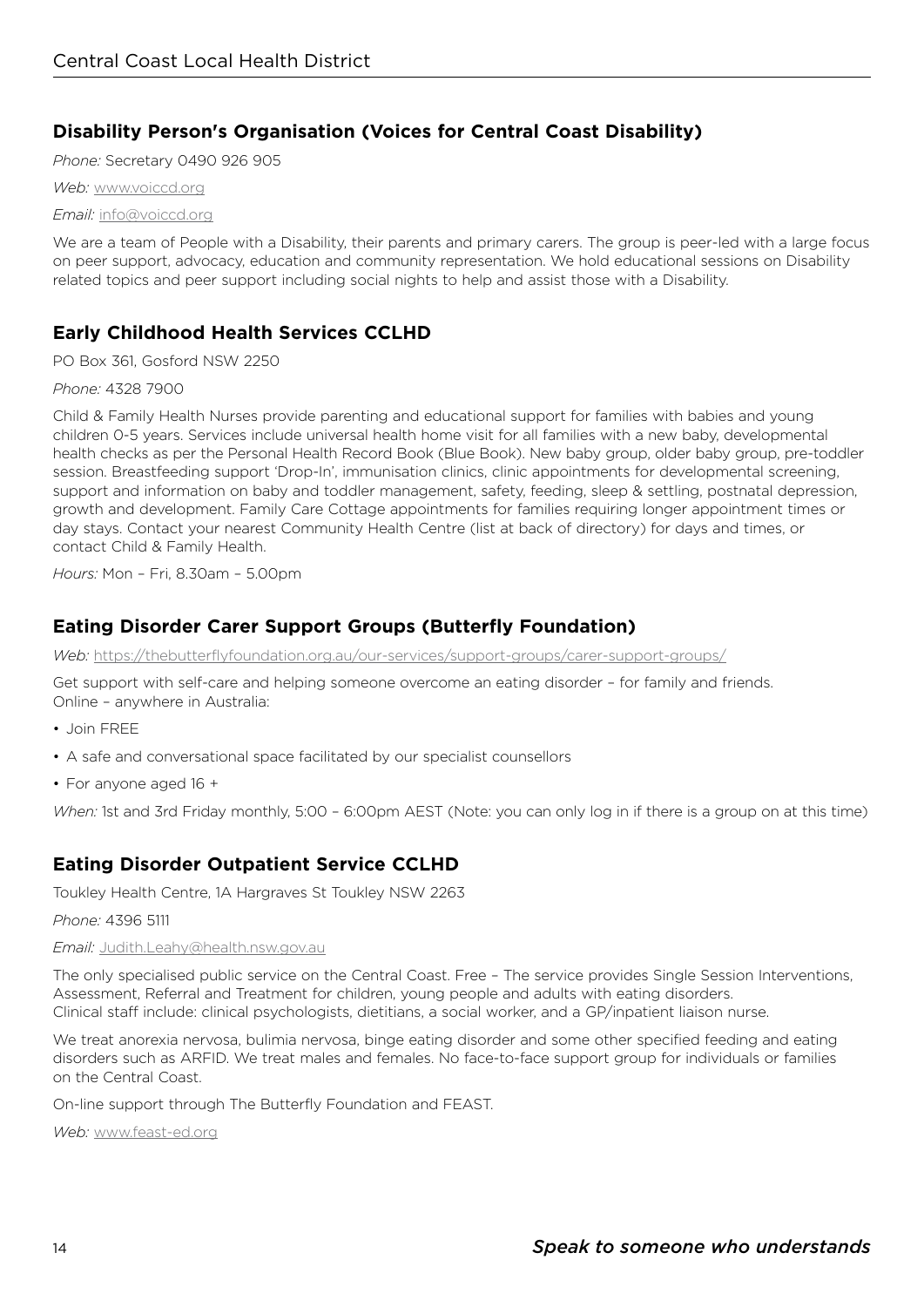## Disability Person's Organisation (Voices for Central Coast Disability)

*Phone:* Secretary 0490 926 905

*Web:* www.voiccd.org

*Email:* info@voiccd.org

We are a team of People with a Disability, their parents and primary carers. The group is peer-led with a large focus on peer support, advocacy, education and community representation. We hold educational sessions on Disability related topics and peer support including social nights to help and assist those with a Disability.

## Early Childhood Health Services CCLHD

PO Box 361, Gosford NSW 2250

*Phone:* 4328 7900

Child & Family Health Nurses provide parenting and educational support for families with babies and young children 0-5 years. Services include universal health home visit for all families with a new baby, developmental health checks as per the Personal Health Record Book (Blue Book). New baby group, older baby group, pre-toddler session. Breastfeeding support 'Drop-In', immunisation clinics, clinic appointments for developmental screening, support and information on baby and toddler management, safety, feeding, sleep & settling, postnatal depression, growth and development. Family Care Cottage appointments for families requiring longer appointment times or day stays. Contact your nearest Community Health Centre (list at back of directory) for days and times, or contact Child & Family Health.

*Hours:* Mon – Fri, 8.30am – 5.00pm

## Eating Disorder Carer Support Groups (Butterfly Foundation)

*Web:* https://thebutterflyfoundation.org.au/our-services/support-groups/carer-support-groups/

Get support with self-care and helping someone overcome an eating disorder – for family and friends.
Online – anywhere in Australia:

- Join FREE
- A safe and conversational space facilitated by our specialist counsellors
- For anyone aged 16 +

*When:* 1st and 3rd Friday monthly, 5:00 – 6:00pm AEST (Note: you can only log in if there is a group on at this time)

## Eating Disorder Outpatient Service CCLHD

Toukley Health Centre, 1A Hargraves St Toukley NSW 2263

*Phone:* 4396 5111

*Email:* Judith.Leahy@health.nsw.gov.au

The only specialised public service on the Central Coast. Free – The service provides Single Session Interventions, Assessment, Referral and Treatment for children, young people and adults with eating disorders.
Clinical staff include: clinical psychologists, dietitians, a social worker, and a GP/inpatient liaison nurse.

We treat anorexia nervosa, bulimia nervosa, binge eating disorder and some other specified feeding and eating disorders such as ARFID. We treat males and females. No face-to-face support group for individuals or families on the Central Coast.

On-line support through The Butterfly Foundation and FEAST.

*Web:* www.feast-ed.org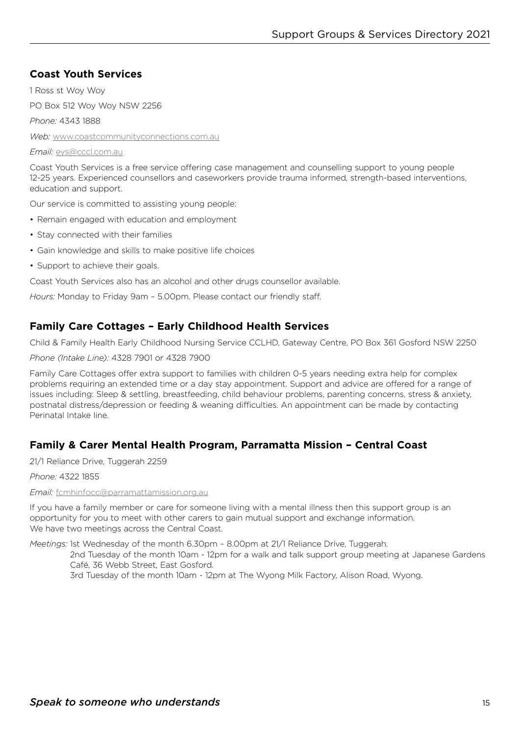## Coast Youth Services

1 Ross st Woy Woy

PO Box 512 Woy Woy NSW 2256

*Phone:* 4343 1888

*Web:* www.coastcommunityconnections.com.au

*Email:* eys@cccl.com.au

Coast Youth Services is a free service offering case management and counselling support to young people 12-25 years. Experienced counsellors and caseworkers provide trauma informed, strength-based interventions, education and support.

Our service is committed to assisting young people:

- Remain engaged with education and employment
- Stay connected with their families
- Gain knowledge and skills to make positive life choices
- Support to achieve their goals.

Coast Youth Services also has an alcohol and other drugs counsellor available.

*Hours:* Monday to Friday 9am – 5.00pm. Please contact our friendly staff.

## Family Care Cottages – Early Childhood Health Services

Child & Family Health Early Childhood Nursing Service CCLHD, Gateway Centre, PO Box 361 Gosford NSW 2250

*Phone (Intake Line):* 4328 7901 or 4328 7900

Family Care Cottages offer extra support to families with children 0-5 years needing extra help for complex problems requiring an extended time or a day stay appointment. Support and advice are offered for a range of issues including: Sleep & settling, breastfeeding, child behaviour problems, parenting concerns, stress & anxiety, postnatal distress/depression or feeding & weaning difficulties. An appointment can be made by contacting Perinatal Intake line.

## Family & Carer Mental Health Program, Parramatta Mission – Central Coast

21/1 Reliance Drive, Tuggerah 2259

*Phone:* 4322 1855

*Email:* fcmhinfocc@parramattamission.org.au

If you have a family member or care for someone living with a mental illness then this support group is an opportunity for you to meet with other carers to gain mutual support and exchange information. We have two meetings across the Central Coast.

*Meetings:* 1st Wednesday of the month 6.30pm – 8.00pm at 21/1 Reliance Drive, Tuggerah.
2nd Tuesday of the month 10am - 12pm for a walk and talk support group meeting at Japanese Gardens Café, 36 Webb Street, East Gosford.
3rd Tuesday of the month 10am - 12pm at The Wyong Milk Factory, Alison Road, Wyong.

***Speak to someone who understands***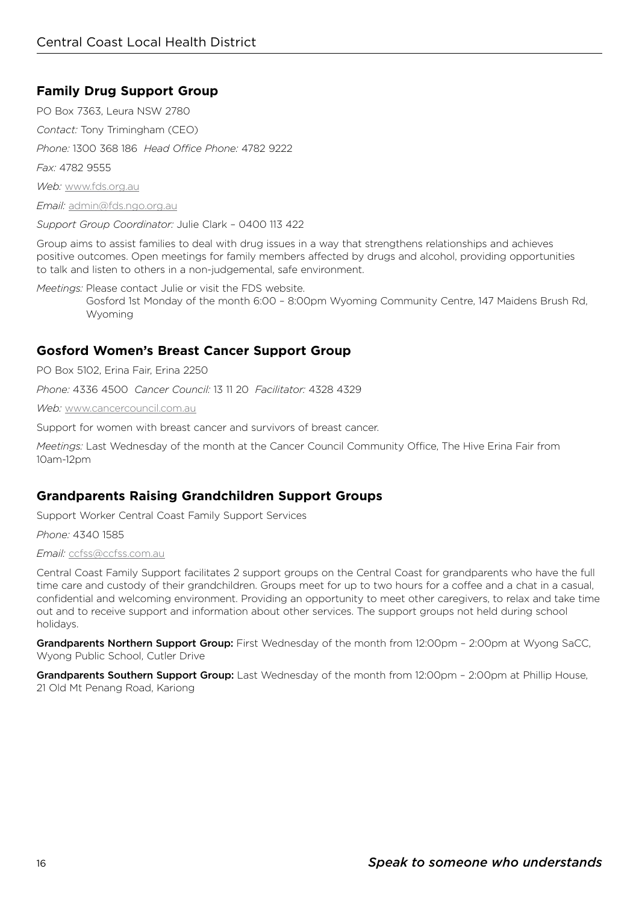## Family Drug Support Group

PO Box 7363, Leura NSW 2780

*Contact:* Tony Trimingham (CEO)

*Phone:* 1300 368 186 *Head Office Phone:* 4782 9222

*Fax:* 4782 9555

*Web:* www.fds.org.au

*Email:* admin@fds.ngo.org.au

*Support Group Coordinator:* Julie Clark – 0400 113 422

Group aims to assist families to deal with drug issues in a way that strengthens relationships and achieves positive outcomes. Open meetings for family members affected by drugs and alcohol, providing opportunities to talk and listen to others in a non-judgemental, safe environment.

*Meetings:* Please contact Julie or visit the FDS website.
Gosford 1st Monday of the month 6:00 – 8:00pm Wyoming Community Centre, 147 Maidens Brush Rd, Wyoming

## Gosford Women's Breast Cancer Support Group

PO Box 5102, Erina Fair, Erina 2250

*Phone:* 4336 4500 *Cancer Council:* 13 11 20 *Facilitator:* 4328 4329

*Web:* www.cancercouncil.com.au

Support for women with breast cancer and survivors of breast cancer.

*Meetings:* Last Wednesday of the month at the Cancer Council Community Office, The Hive Erina Fair from 10am-12pm

## Grandparents Raising Grandchildren Support Groups

Support Worker Central Coast Family Support Services

*Phone:* 4340 1585

*Email:* ccfss@ccfss.com.au

Central Coast Family Support facilitates 2 support groups on the Central Coast for grandparents who have the full time care and custody of their grandchildren. Groups meet for up to two hours for a coffee and a chat in a casual, confidential and welcoming environment. Providing an opportunity to meet other caregivers, to relax and take time out and to receive support and information about other services. The support groups not held during school holidays.

**Grandparents Northern Support Group:** First Wednesday of the month from 12:00pm – 2:00pm at Wyong SaCC, Wyong Public School, Cutler Drive

**Grandparents Southern Support Group:** Last Wednesday of the month from 12:00pm – 2:00pm at Phillip House, 21 Old Mt Penang Road, Kariong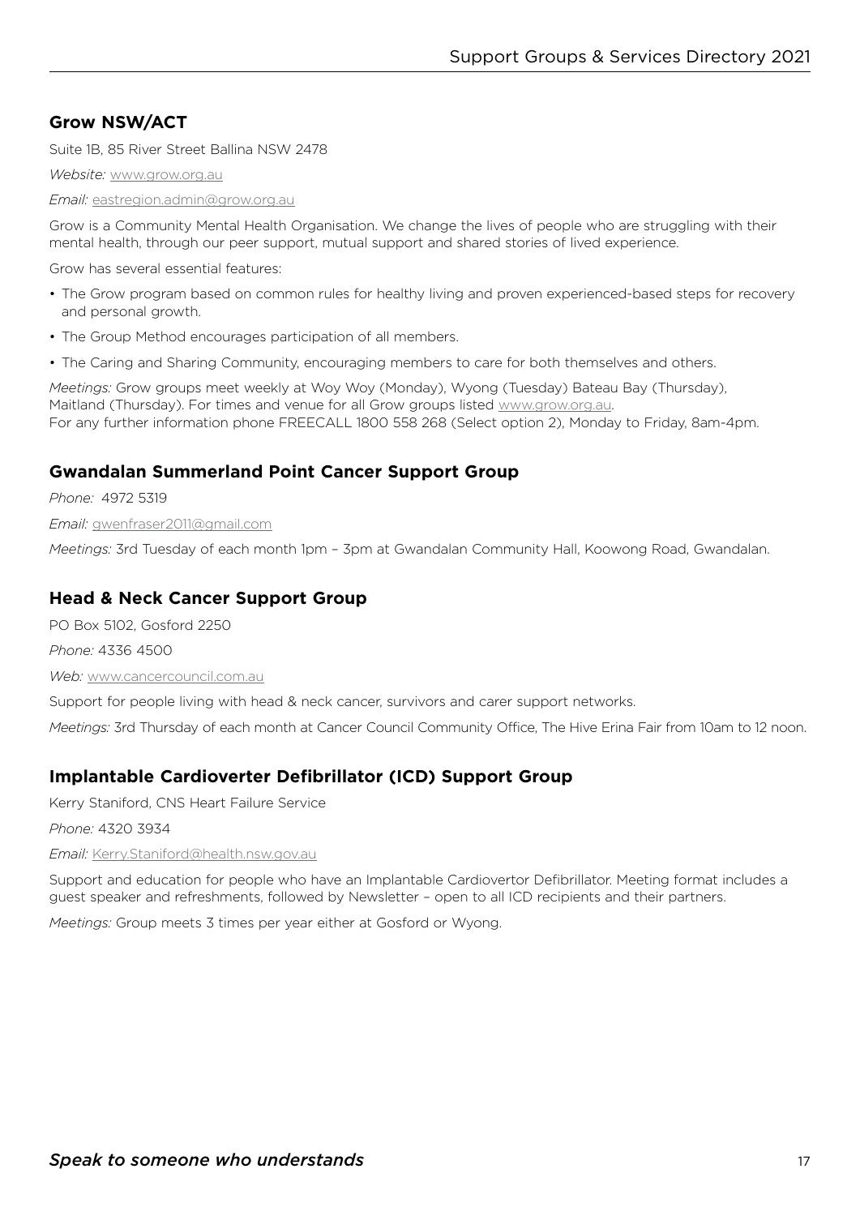## Grow NSW/ACT

Suite 1B, 85 River Street Ballina NSW 2478

*Website:* www.grow.org.au

*Email:* eastregion.admin@grow.org.au

Grow is a Community Mental Health Organisation. We change the lives of people who are struggling with their mental health, through our peer support, mutual support and shared stories of lived experience.

Grow has several essential features:

- The Grow program based on common rules for healthy living and proven experienced-based steps for recovery and personal growth.
- The Group Method encourages participation of all members.
- The Caring and Sharing Community, encouraging members to care for both themselves and others.

*Meetings:* Grow groups meet weekly at Woy Woy (Monday), Wyong (Tuesday) Bateau Bay (Thursday), Maitland (Thursday). For times and venue for all Grow groups listed www.grow.org.au.
For any further information phone FREECALL 1800 558 268 (Select option 2), Monday to Friday, 8am-4pm.

## Gwandalan Summerland Point Cancer Support Group

*Phone:* 4972 5319

*Email:* gwenfraser2011@gmail.com

*Meetings:* 3rd Tuesday of each month 1pm – 3pm at Gwandalan Community Hall, Koowong Road, Gwandalan.

## Head & Neck Cancer Support Group

PO Box 5102, Gosford 2250

*Phone:* 4336 4500

*Web:* www.cancercouncil.com.au

Support for people living with head & neck cancer, survivors and carer support networks.

*Meetings:* 3rd Thursday of each month at Cancer Council Community Office, The Hive Erina Fair from 10am to 12 noon.

## Implantable Cardioverter Defibrillator (ICD) Support Group

Kerry Staniford, CNS Heart Failure Service

*Phone:* 4320 3934

*Email:* Kerry.Staniford@health.nsw.gov.au

Support and education for people who have an Implantable Cardiovertor Defibrillator. Meeting format includes a guest speaker and refreshments, followed by Newsletter – open to all ICD recipients and their partners.

*Meetings:* Group meets 3 times per year either at Gosford or Wyong.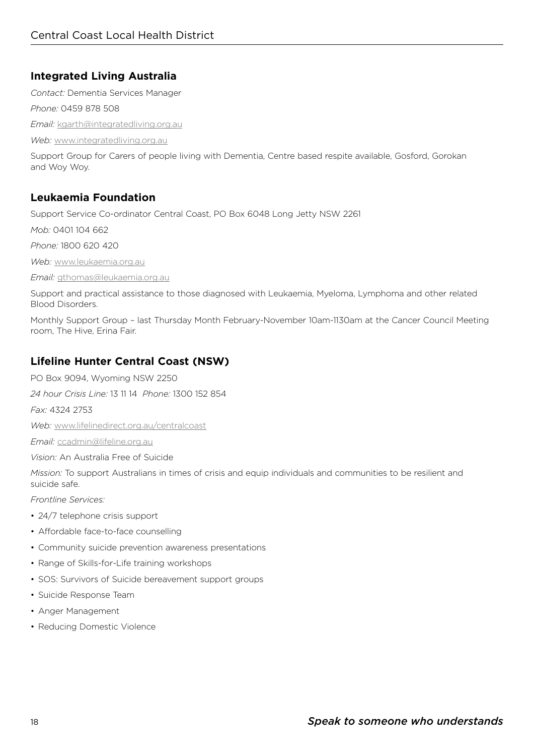## Integrated Living Australia

*Contact:* Dementia Services Manager

*Phone:* 0459 878 508

*Email:* kgarth@integratedliving.org.au

*Web:* www.integratedliving.org.au

Support Group for Carers of people living with Dementia, Centre based respite available, Gosford, Gorokan and Woy Woy.

## Leukaemia Foundation

Support Service Co-ordinator Central Coast, PO Box 6048 Long Jetty NSW 2261

*Mob:* 0401 104 662

*Phone:* 1800 620 420

*Web:* www.leukaemia.org.au

*Email:* gthomas@leukaemia.org.au

Support and practical assistance to those diagnosed with Leukaemia, Myeloma, Lymphoma and other related Blood Disorders.

Monthly Support Group – last Thursday Month February-November 10am-1130am at the Cancer Council Meeting room, The Hive, Erina Fair.

## Lifeline Hunter Central Coast (NSW)

PO Box 9094, Wyoming NSW 2250

*24 hour Crisis Line:* 13 11 14 *Phone:* 1300 152 854

*Fax:* 4324 2753

*Web:* www.lifelinedirect.org.au/centralcoast

*Email:* ccadmin@lifeline.org.au

*Vision:* An Australia Free of Suicide

*Mission:* To support Australians in times of crisis and equip individuals and communities to be resilient and suicide safe.

*Frontline Services:*

- 24/7 telephone crisis support
- Affordable face-to-face counselling
- Community suicide prevention awareness presentations
- Range of Skills-for-Life training workshops
- SOS: Survivors of Suicide bereavement support groups
- Suicide Response Team
- Anger Management
- Reducing Domestic Violence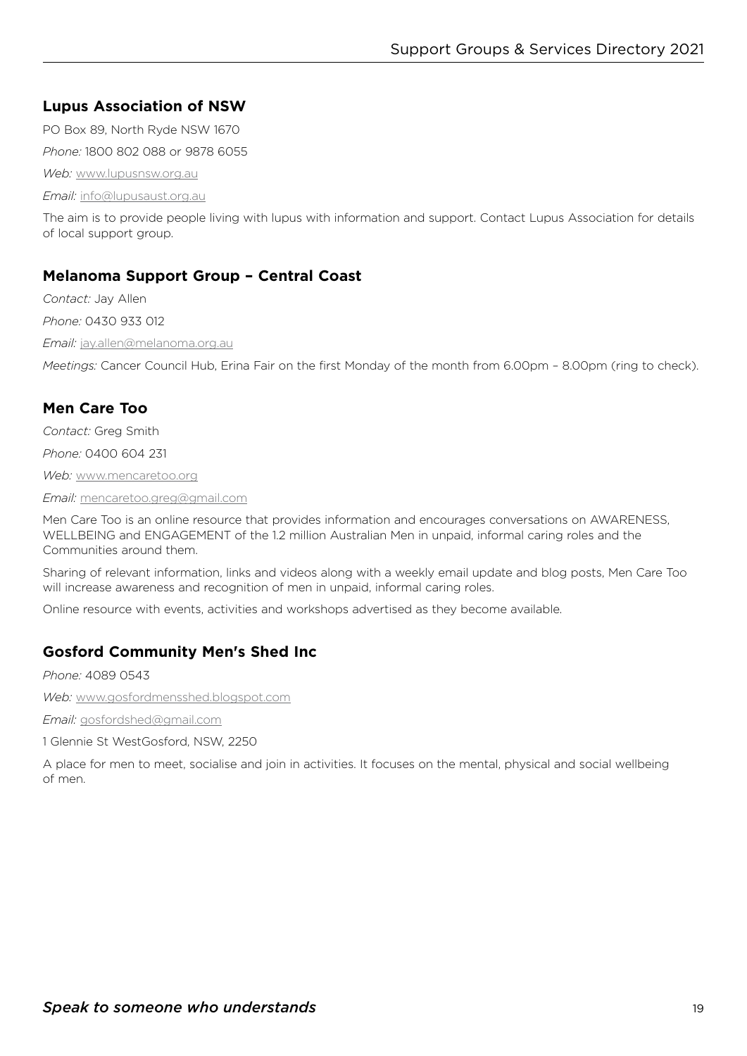## Lupus Association of NSW

PO Box 89, North Ryde NSW 1670

*Phone:* 1800 802 088 or 9878 6055

*Web:* www.lupusnsw.org.au

*Email:* info@lupusaust.org.au

The aim is to provide people living with lupus with information and support. Contact Lupus Association for details of local support group.

## Melanoma Support Group – Central Coast

*Contact:* Jay Allen

*Phone:* 0430 933 012

*Email:* jay.allen@melanoma.org.au

*Meetings:* Cancer Council Hub, Erina Fair on the first Monday of the month from 6.00pm – 8.00pm (ring to check).

## Men Care Too

*Contact:* Greg Smith

*Phone:* 0400 604 231

*Web:* www.mencaretoo.org

*Email:* mencaretoo.greg@gmail.com

Men Care Too is an online resource that provides information and encourages conversations on AWARENESS, WELLBEING and ENGAGEMENT of the 1.2 million Australian Men in unpaid, informal caring roles and the Communities around them.

Sharing of relevant information, links and videos along with a weekly email update and blog posts, Men Care Too will increase awareness and recognition of men in unpaid, informal caring roles.

Online resource with events, activities and workshops advertised as they become available.

## Gosford Community Men's Shed Inc

*Phone:* 4089 0543

*Web:* www.gosfordmensshed.blogspot.com

*Email:* gosfordshed@gmail.com

1 Glennie St WestGosford, NSW, 2250

A place for men to meet, socialise and join in activities. It focuses on the mental, physical and social wellbeing of men.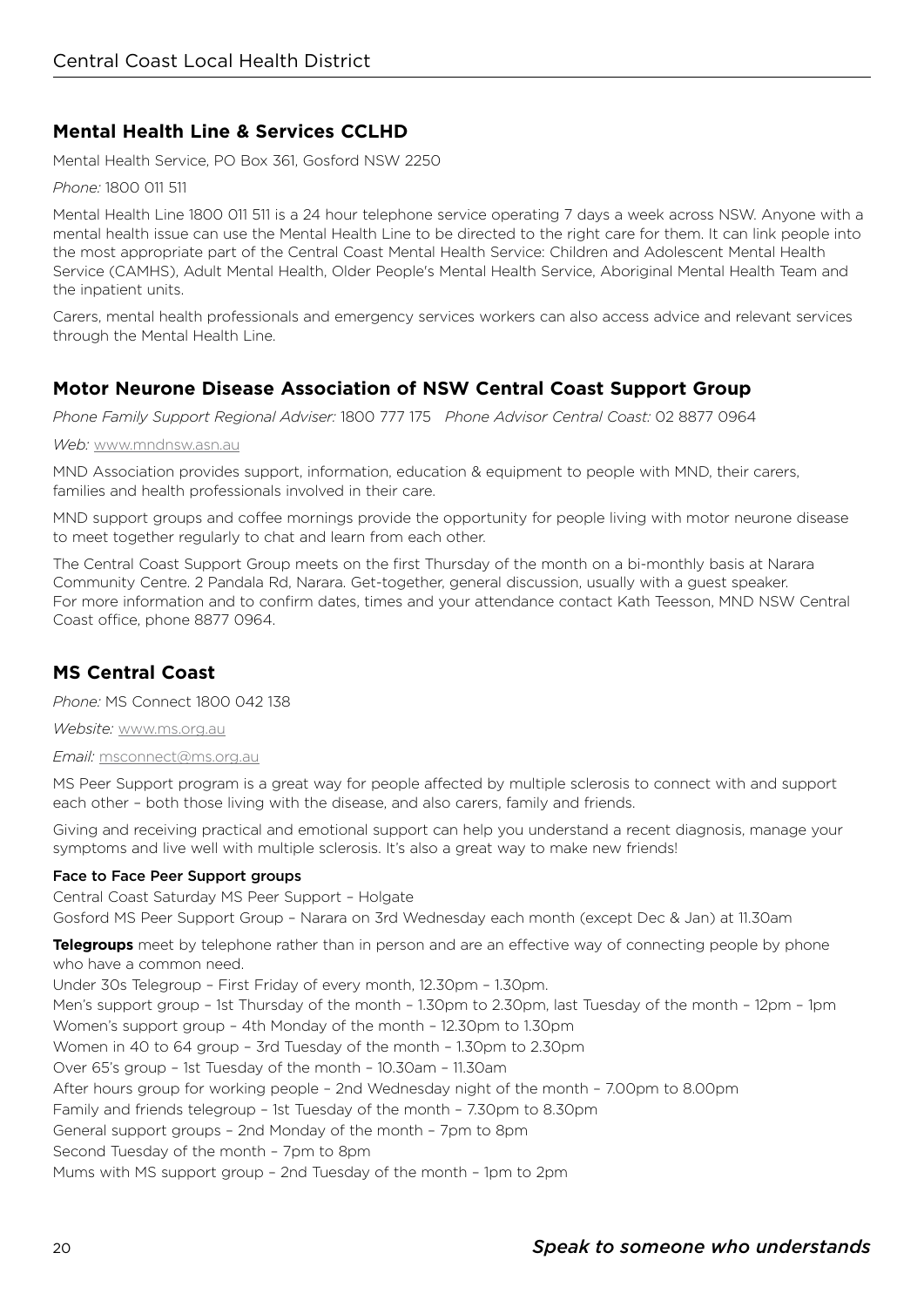## Mental Health Line & Services CCLHD

Mental Health Service, PO Box 361, Gosford NSW 2250

*Phone:* 1800 011 511

Mental Health Line 1800 011 511 is a 24 hour telephone service operating 7 days a week across NSW. Anyone with a mental health issue can use the Mental Health Line to be directed to the right care for them. It can link people into the most appropriate part of the Central Coast Mental Health Service: Children and Adolescent Mental Health Service (CAMHS), Adult Mental Health, Older People's Mental Health Service, Aboriginal Mental Health Team and the inpatient units.

Carers, mental health professionals and emergency services workers can also access advice and relevant services through the Mental Health Line.

## Motor Neurone Disease Association of NSW Central Coast Support Group

*Phone Family Support Regional Adviser:* 1800 777 175 *Phone Advisor Central Coast:* 02 8877 0964

*Web:* www.mndnsw.asn.au

MND Association provides support, information, education & equipment to people with MND, their carers, families and health professionals involved in their care.

MND support groups and coffee mornings provide the opportunity for people living with motor neurone disease to meet together regularly to chat and learn from each other.

The Central Coast Support Group meets on the first Thursday of the month on a bi-monthly basis at Narara Community Centre. 2 Pandala Rd, Narara. Get-together, general discussion, usually with a guest speaker. For more information and to confirm dates, times and your attendance contact Kath Teesson, MND NSW Central Coast office, phone 8877 0964.

## MS Central Coast

*Phone:* MS Connect 1800 042 138

*Website:* www.ms.org.au

*Email:* msconnect@ms.org.au

MS Peer Support program is a great way for people affected by multiple sclerosis to connect with and support each other – both those living with the disease, and also carers, family and friends.

Giving and receiving practical and emotional support can help you understand a recent diagnosis, manage your symptoms and live well with multiple sclerosis. It's also a great way to make new friends!

**Face to Face Peer Support groups**

Central Coast Saturday MS Peer Support – Holgate

Gosford MS Peer Support Group – Narara on 3rd Wednesday each month (except Dec & Jan) at 11.30am

**Telegroups** meet by telephone rather than in person and are an effective way of connecting people by phone who have a common need.

Under 30s Telegroup – First Friday of every month, 12.30pm – 1.30pm.

Men's support group – 1st Thursday of the month – 1.30pm to 2.30pm, last Tuesday of the month – 12pm – 1pm

Women's support group – 4th Monday of the month – 12.30pm to 1.30pm

Women in 40 to 64 group – 3rd Tuesday of the month – 1.30pm to 2.30pm

Over 65's group – 1st Tuesday of the month – 10.30am – 11.30am

After hours group for working people – 2nd Wednesday night of the month – 7.00pm to 8.00pm

Family and friends telegroup – 1st Tuesday of the month – 7.30pm to 8.30pm

General support groups – 2nd Monday of the month – 7pm to 8pm

Second Tuesday of the month – 7pm to 8pm

Mums with MS support group – 2nd Tuesday of the month – 1pm to 2pm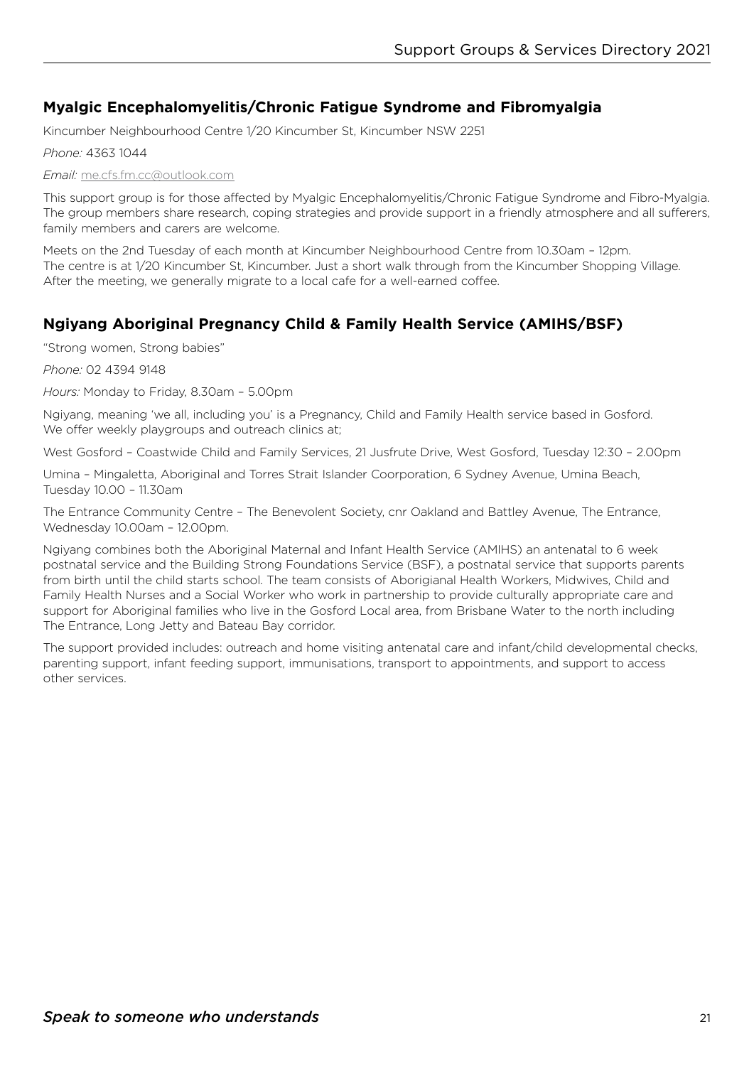## Myalgic Encephalomyelitis/Chronic Fatigue Syndrome and Fibromyalgia

Kincumber Neighbourhood Centre 1/20 Kincumber St, Kincumber NSW 2251

*Phone:* 4363 1044

*Email:* me.cfs.fm.cc@outlook.com

This support group is for those affected by Myalgic Encephalomyelitis/Chronic Fatigue Syndrome and Fibro-Myalgia. The group members share research, coping strategies and provide support in a friendly atmosphere and all sufferers, family members and carers are welcome.

Meets on the 2nd Tuesday of each month at Kincumber Neighbourhood Centre from 10.30am – 12pm.
The centre is at 1/20 Kincumber St, Kincumber. Just a short walk through from the Kincumber Shopping Village.
After the meeting, we generally migrate to a local cafe for a well-earned coffee.

## Ngiyang Aboriginal Pregnancy Child & Family Health Service (AMIHS/BSF)

"Strong women, Strong babies"

*Phone:* 02 4394 9148

*Hours:* Monday to Friday, 8.30am – 5.00pm

Ngiyang, meaning 'we all, including you' is a Pregnancy, Child and Family Health service based in Gosford.
We offer weekly playgroups and outreach clinics at;

West Gosford – Coastwide Child and Family Services, 21 Jusfrute Drive, West Gosford, Tuesday 12:30 – 2.00pm

Umina – Mingaletta, Aboriginal and Torres Strait Islander Coorporation, 6 Sydney Avenue, Umina Beach, Tuesday 10.00 – 11.30am

The Entrance Community Centre – The Benevolent Society, cnr Oakland and Battley Avenue, The Entrance, Wednesday 10.00am – 12.00pm.

Ngiyang combines both the Aboriginal Maternal and Infant Health Service (AMIHS) an antenatal to 6 week postnatal service and the Building Strong Foundations Service (BSF), a postnatal service that supports parents from birth until the child starts school. The team consists of Aborigianal Health Workers, Midwives, Child and Family Health Nurses and a Social Worker who work in partnership to provide culturally appropriate care and support for Aboriginal families who live in the Gosford Local area, from Brisbane Water to the north including The Entrance, Long Jetty and Bateau Bay corridor.

The support provided includes: outreach and home visiting antenatal care and infant/child developmental checks, parenting support, infant feeding support, immunisations, transport to appointments, and support to access other services.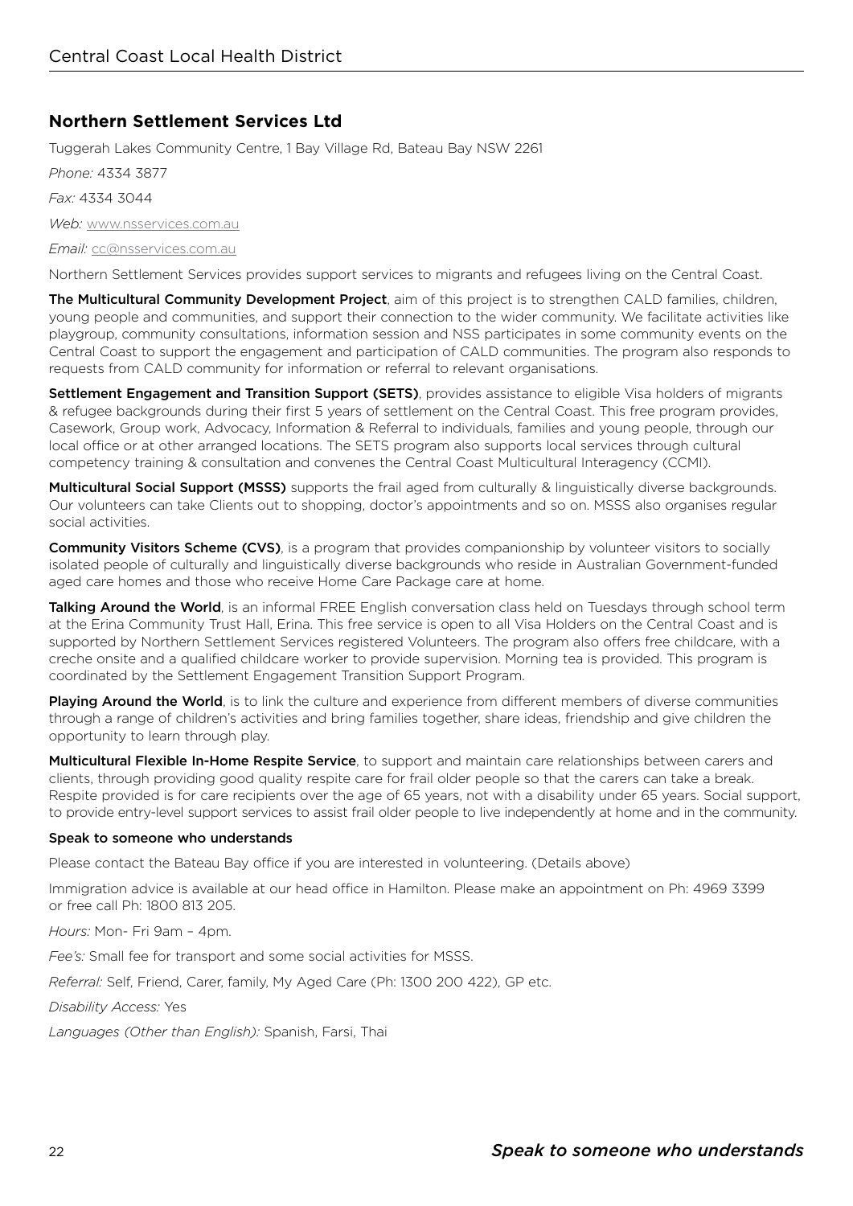## Northern Settlement Services Ltd

Tuggerah Lakes Community Centre, 1 Bay Village Rd, Bateau Bay NSW 2261

*Phone:* 4334 3877

*Fax:* 4334 3044

*Web:* www.nsservices.com.au

*Email:* cc@nsservices.com.au

Northern Settlement Services provides support services to migrants and refugees living on the Central Coast.

**The Multicultural Community Development Project**, aim of this project is to strengthen CALD families, children, young people and communities, and support their connection to the wider community. We facilitate activities like playgroup, community consultations, information session and NSS participates in some community events on the Central Coast to support the engagement and participation of CALD communities. The program also responds to requests from CALD community for information or referral to relevant organisations.

**Settlement Engagement and Transition Support (SETS)**, provides assistance to eligible Visa holders of migrants & refugee backgrounds during their first 5 years of settlement on the Central Coast. This free program provides, Casework, Group work, Advocacy, Information & Referral to individuals, families and young people, through our local office or at other arranged locations. The SETS program also supports local services through cultural competency training & consultation and convenes the Central Coast Multicultural Interagency (CCMI).

**Multicultural Social Support (MSSS)** supports the frail aged from culturally & linguistically diverse backgrounds. Our volunteers can take Clients out to shopping, doctor's appointments and so on. MSSS also organises regular social activities.

**Community Visitors Scheme (CVS)**, is a program that provides companionship by volunteer visitors to socially isolated people of culturally and linguistically diverse backgrounds who reside in Australian Government-funded aged care homes and those who receive Home Care Package care at home.

**Talking Around the World**, is an informal FREE English conversation class held on Tuesdays through school term at the Erina Community Trust Hall, Erina. This free service is open to all Visa Holders on the Central Coast and is supported by Northern Settlement Services registered Volunteers. The program also offers free childcare, with a creche onsite and a qualified childcare worker to provide supervision. Morning tea is provided. This program is coordinated by the Settlement Engagement Transition Support Program.

**Playing Around the World**, is to link the culture and experience from different members of diverse communities through a range of children's activities and bring families together, share ideas, friendship and give children the opportunity to learn through play.

**Multicultural Flexible In-Home Respite Service**, to support and maintain care relationships between carers and clients, through providing good quality respite care for frail older people so that the carers can take a break. Respite provided is for care recipients over the age of 65 years, not with a disability under 65 years. Social support, to provide entry-level support services to assist frail older people to live independently at home and in the community.

**Speak to someone who understands**

Please contact the Bateau Bay office if you are interested in volunteering. (Details above)

Immigration advice is available at our head office in Hamilton. Please make an appointment on Ph: 4969 3399 or free call Ph: 1800 813 205.

*Hours:* Mon- Fri 9am – 4pm.

*Fee's:* Small fee for transport and some social activities for MSSS.

*Referral:* Self, Friend, Carer, family, My Aged Care (Ph: 1300 200 422), GP etc.

*Disability Access:* Yes

*Languages (Other than English):* Spanish, Farsi, Thai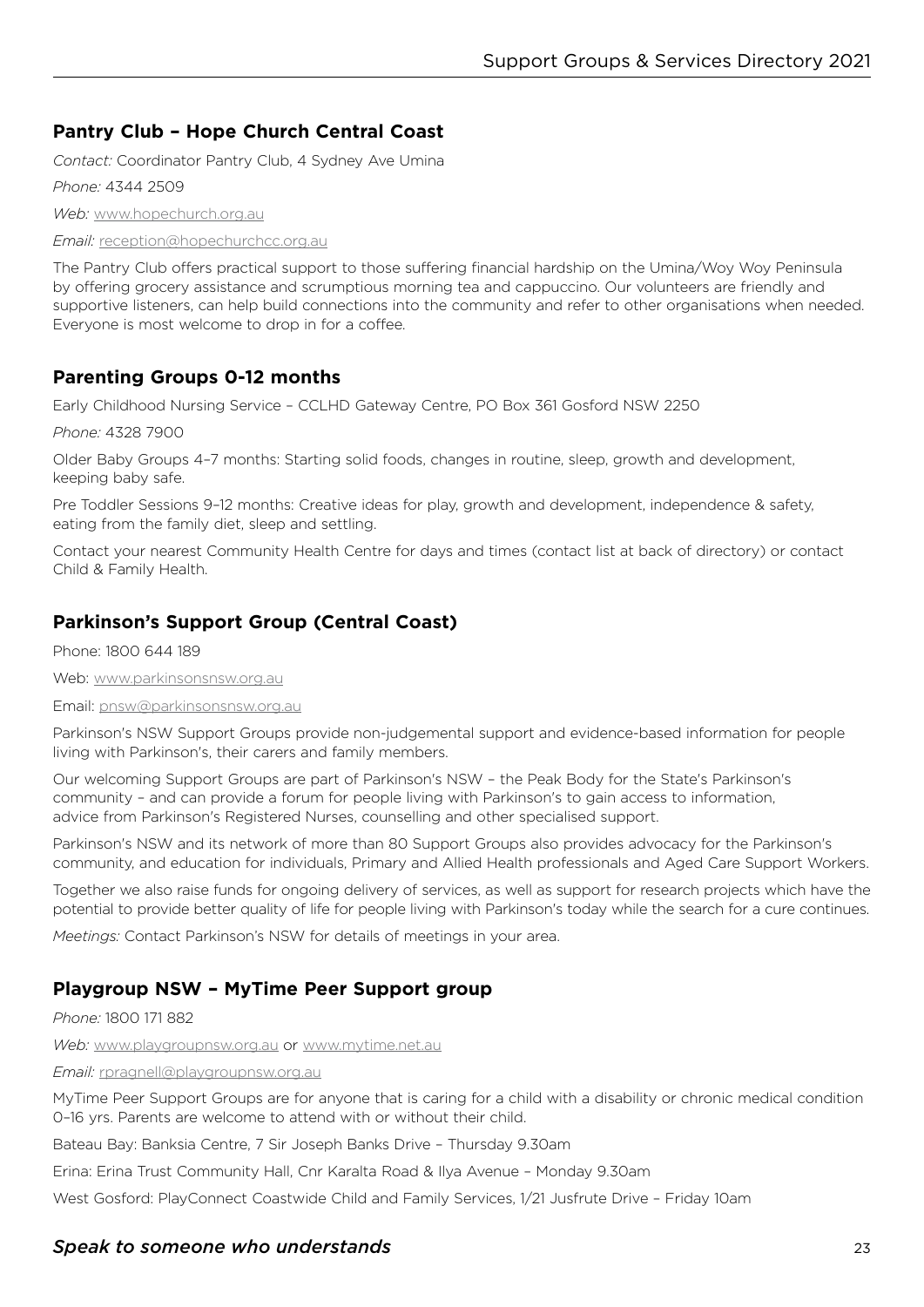## Pantry Club – Hope Church Central Coast

*Contact:* Coordinator Pantry Club, 4 Sydney Ave Umina

*Phone:* 4344 2509

*Web:* www.hopechurch.org.au

*Email:* reception@hopechurchcc.org.au

The Pantry Club offers practical support to those suffering financial hardship on the Umina/Woy Woy Peninsula by offering grocery assistance and scrumptious morning tea and cappuccino. Our volunteers are friendly and supportive listeners, can help build connections into the community and refer to other organisations when needed. Everyone is most welcome to drop in for a coffee.

## Parenting Groups 0-12 months

Early Childhood Nursing Service – CCLHD Gateway Centre, PO Box 361 Gosford NSW 2250

*Phone:* 4328 7900

Older Baby Groups 4–7 months: Starting solid foods, changes in routine, sleep, growth and development, keeping baby safe.

Pre Toddler Sessions 9–12 months: Creative ideas for play, growth and development, independence & safety, eating from the family diet, sleep and settling.

Contact your nearest Community Health Centre for days and times (contact list at back of directory) or contact Child & Family Health.

## Parkinson's Support Group (Central Coast)

Phone: 1800 644 189

Web: www.parkinsonsnsw.org.au

Email: pnsw@parkinsonsnsw.org.au

Parkinson's NSW Support Groups provide non-judgemental support and evidence-based information for people living with Parkinson's, their carers and family members.

Our welcoming Support Groups are part of Parkinson's NSW – the Peak Body for the State's Parkinson's community – and can provide a forum for people living with Parkinson's to gain access to information, advice from Parkinson's Registered Nurses, counselling and other specialised support.

Parkinson's NSW and its network of more than 80 Support Groups also provides advocacy for the Parkinson's community, and education for individuals, Primary and Allied Health professionals and Aged Care Support Workers.

Together we also raise funds for ongoing delivery of services, as well as support for research projects which have the potential to provide better quality of life for people living with Parkinson's today while the search for a cure continues.

*Meetings:* Contact Parkinson's NSW for details of meetings in your area.

## Playgroup NSW – MyTime Peer Support group

*Phone:* 1800 171 882

*Web:* www.playgroupnsw.org.au or www.mytime.net.au

*Email:* rpragnell@playgroupnsw.org.au

MyTime Peer Support Groups are for anyone that is caring for a child with a disability or chronic medical condition 0–16 yrs. Parents are welcome to attend with or without their child.

Bateau Bay: Banksia Centre, 7 Sir Joseph Banks Drive – Thursday 9.30am

Erina: Erina Trust Community Hall, Cnr Karalta Road & Ilya Avenue – Monday 9.30am

West Gosford: PlayConnect Coastwide Child and Family Services, 1/21 Jusfrute Drive – Friday 10am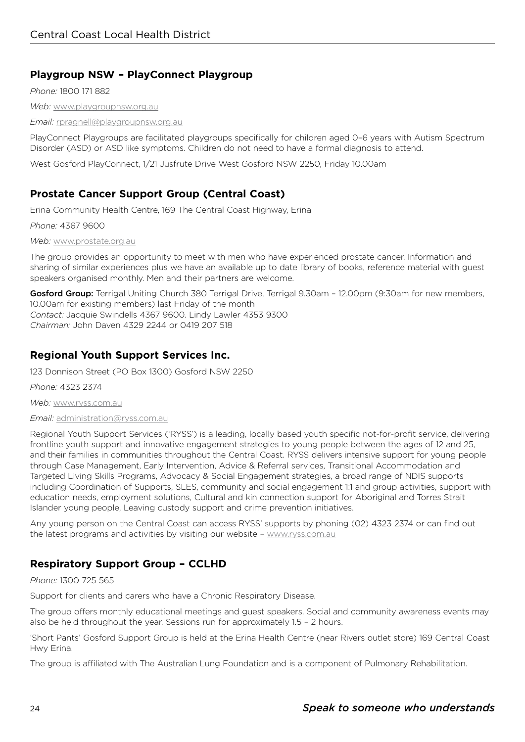## Playgroup NSW – PlayConnect Playgroup

*Phone:* 1800 171 882

*Web:* www.playgroupnsw.org.au

*Email:* rpragnell@playgroupnsw.org.au

PlayConnect Playgroups are facilitated playgroups specifically for children aged 0–6 years with Autism Spectrum Disorder (ASD) or ASD like symptoms. Children do not need to have a formal diagnosis to attend.

West Gosford PlayConnect, 1/21 Jusfrute Drive West Gosford NSW 2250, Friday 10.00am

## Prostate Cancer Support Group (Central Coast)

Erina Community Health Centre, 169 The Central Coast Highway, Erina

*Phone:* 4367 9600

*Web:* www.prostate.org.au

The group provides an opportunity to meet with men who have experienced prostate cancer. Information and sharing of similar experiences plus we have an available up to date library of books, reference material with guest speakers organised monthly. Men and their partners are welcome.

**Gosford Group:** Terrigal Uniting Church 380 Terrigal Drive, Terrigal 9.30am – 12.00pm (9:30am for new members, 10.00am for existing members) last Friday of the month
*Contact:* Jacquie Swindells 4367 9600. Lindy Lawler 4353 9300
*Chairman:* John Daven 4329 2244 or 0419 207 518

## Regional Youth Support Services Inc.

123 Donnison Street (PO Box 1300) Gosford NSW 2250

*Phone:* 4323 2374

*Web:* www.ryss.com.au

*Email:* administration@ryss.com.au

Regional Youth Support Services ('RYSS') is a leading, locally based youth specific not-for-profit service, delivering frontline youth support and innovative engagement strategies to young people between the ages of 12 and 25, and their families in communities throughout the Central Coast. RYSS delivers intensive support for young people through Case Management, Early Intervention, Advice & Referral services, Transitional Accommodation and Targeted Living Skills Programs, Advocacy & Social Engagement strategies, a broad range of NDIS supports including Coordination of Supports, SLES, community and social engagement 1:1 and group activities, support with education needs, employment solutions, Cultural and kin connection support for Aboriginal and Torres Strait Islander young people, Leaving custody support and crime prevention initiatives.

Any young person on the Central Coast can access RYSS' supports by phoning (02) 4323 2374 or can find out the latest programs and activities by visiting our website – www.ryss.com.au

## Respiratory Support Group – CCLHD

*Phone:* 1300 725 565

Support for clients and carers who have a Chronic Respiratory Disease.

The group offers monthly educational meetings and guest speakers. Social and community awareness events may also be held throughout the year. Sessions run for approximately 1.5 – 2 hours.

'Short Pants' Gosford Support Group is held at the Erina Health Centre (near Rivers outlet store) 169 Central Coast Hwy Erina.

The group is affiliated with The Australian Lung Foundation and is a component of Pulmonary Rehabilitation.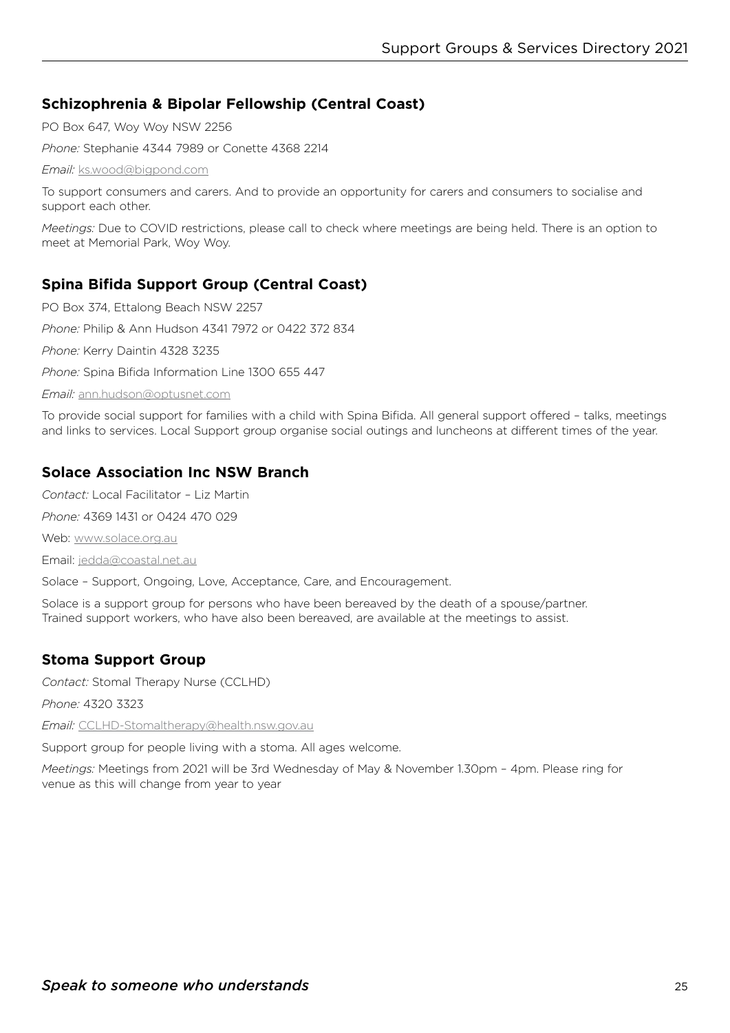## Schizophrenia & Bipolar Fellowship (Central Coast)

PO Box 647, Woy Woy NSW 2256

*Phone:* Stephanie 4344 7989 or Conette 4368 2214

*Email:* ks.wood@bigpond.com

To support consumers and carers. And to provide an opportunity for carers and consumers to socialise and support each other.

*Meetings:* Due to COVID restrictions, please call to check where meetings are being held. There is an option to meet at Memorial Park, Woy Woy.

## Spina Bifida Support Group (Central Coast)

PO Box 374, Ettalong Beach NSW 2257

*Phone:* Philip & Ann Hudson 4341 7972 or 0422 372 834

*Phone:* Kerry Daintin 4328 3235

*Phone:* Spina Bifida Information Line 1300 655 447

*Email:* ann.hudson@optusnet.com

To provide social support for families with a child with Spina Bifida. All general support offered – talks, meetings and links to services. Local Support group organise social outings and luncheons at different times of the year.

## Solace Association Inc NSW Branch

*Contact:* Local Facilitator – Liz Martin

*Phone:* 4369 1431 or 0424 470 029

Web: www.solace.org.au

Email: jedda@coastal.net.au

Solace – Support, Ongoing, Love, Acceptance, Care, and Encouragement.

Solace is a support group for persons who have been bereaved by the death of a spouse/partner. Trained support workers, who have also been bereaved, are available at the meetings to assist.

## Stoma Support Group

*Contact:* Stomal Therapy Nurse (CCLHD)

*Phone:* 4320 3323

*Email:* CCLHD-Stomaltherapy@health.nsw.gov.au

Support group for people living with a stoma. All ages welcome.

*Meetings:* Meetings from 2021 will be 3rd Wednesday of May & November 1.30pm – 4pm. Please ring for venue as this will change from year to year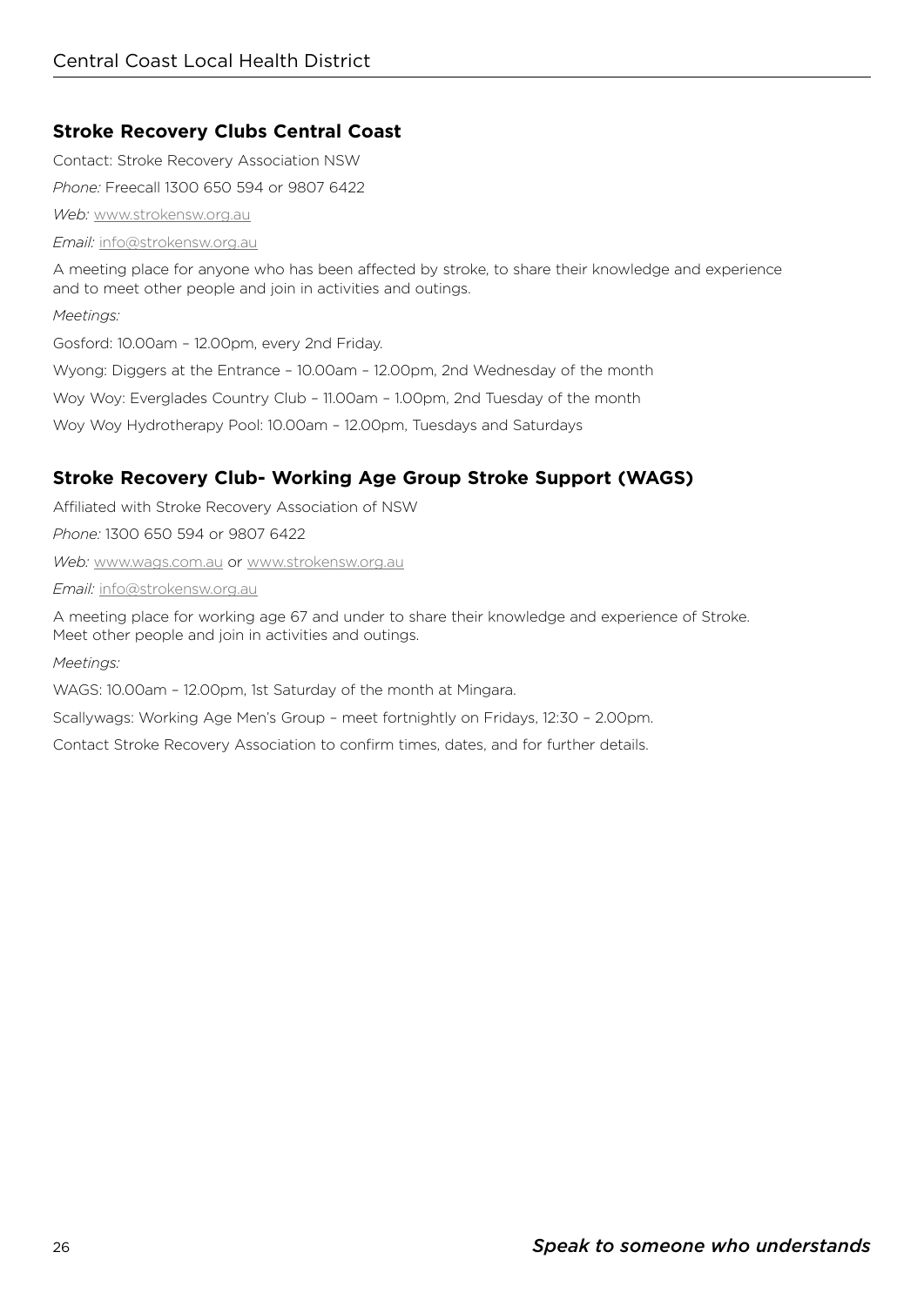## Stroke Recovery Clubs Central Coast

Contact: Stroke Recovery Association NSW

*Phone:* Freecall 1300 650 594 or 9807 6422

*Web:* www.strokensw.org.au

*Email:* info@strokensw.org.au

A meeting place for anyone who has been affected by stroke, to share their knowledge and experience and to meet other people and join in activities and outings.

*Meetings:*

Gosford: 10.00am – 12.00pm, every 2nd Friday.

Wyong: Diggers at the Entrance – 10.00am – 12.00pm, 2nd Wednesday of the month

Woy Woy: Everglades Country Club – 11.00am – 1.00pm, 2nd Tuesday of the month

Woy Woy Hydrotherapy Pool: 10.00am – 12.00pm, Tuesdays and Saturdays

## Stroke Recovery Club- Working Age Group Stroke Support (WAGS)

Affiliated with Stroke Recovery Association of NSW

*Phone:* 1300 650 594 or 9807 6422

*Web:* www.wags.com.au or www.strokensw.org.au

*Email:* info@strokensw.org.au

A meeting place for working age 67 and under to share their knowledge and experience of Stroke. Meet other people and join in activities and outings.

*Meetings:*

WAGS: 10.00am – 12.00pm, 1st Saturday of the month at Mingara.

Scallywags: Working Age Men's Group – meet fortnightly on Fridays, 12:30 – 2.00pm.

Contact Stroke Recovery Association to confirm times, dates, and for further details.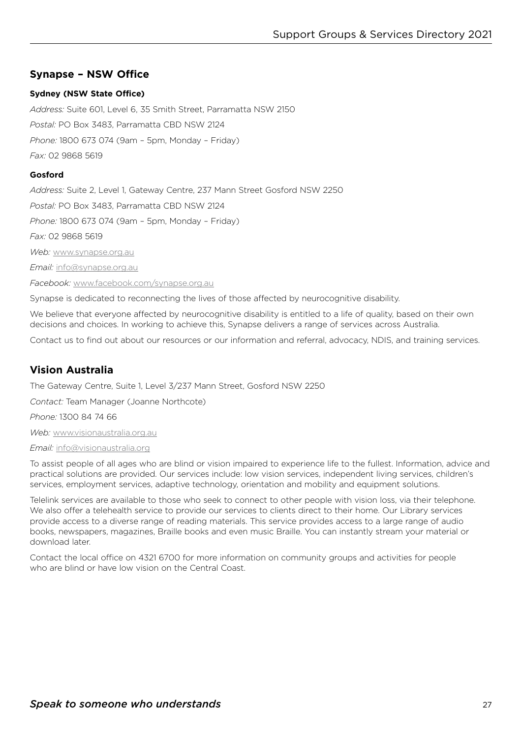## Synapse – NSW Office

**Sydney (NSW State Office)**

*Address:* Suite 601, Level 6, 35 Smith Street, Parramatta NSW 2150

*Postal:* PO Box 3483, Parramatta CBD NSW 2124

*Phone:* 1800 673 074 (9am – 5pm, Monday – Friday)

*Fax:* 02 9868 5619

**Gosford**

*Address:* Suite 2, Level 1, Gateway Centre, 237 Mann Street Gosford NSW 2250

*Postal:* PO Box 3483, Parramatta CBD NSW 2124

*Phone:* 1800 673 074 (9am – 5pm, Monday – Friday)

*Fax:* 02 9868 5619

*Web:* www.synapse.org.au

*Email:* info@synapse.org.au

*Facebook:* www.facebook.com/synapse.org.au

Synapse is dedicated to reconnecting the lives of those affected by neurocognitive disability.

We believe that everyone affected by neurocognitive disability is entitled to a life of quality, based on their own decisions and choices. In working to achieve this, Synapse delivers a range of services across Australia.

Contact us to find out about our resources or our information and referral, advocacy, NDIS, and training services.

## Vision Australia

The Gateway Centre, Suite 1, Level 3/237 Mann Street, Gosford NSW 2250

*Contact:* Team Manager (Joanne Northcote)

*Phone:* 1300 84 74 66

*Web:* www.visionaustralia.org.au

*Email:* info@visionaustralia.org

To assist people of all ages who are blind or vision impaired to experience life to the fullest. Information, advice and practical solutions are provided. Our services include: low vision services, independent living services, children's services, employment services, adaptive technology, orientation and mobility and equipment solutions.

Telelink services are available to those who seek to connect to other people with vision loss, via their telephone. We also offer a telehealth service to provide our services to clients direct to their home. Our Library services provide access to a diverse range of reading materials. This service provides access to a large range of audio books, newspapers, magazines, Braille books and even music Braille. You can instantly stream your material or download later.

Contact the local office on 4321 6700 for more information on community groups and activities for people who are blind or have low vision on the Central Coast.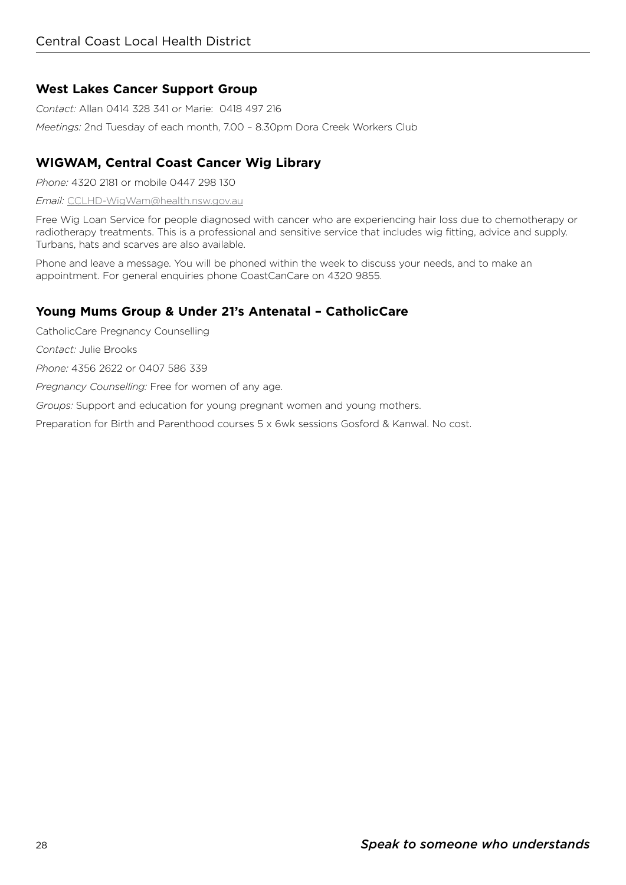### West Lakes Cancer Support Group

*Contact:* Allan 0414 328 341 or Marie: 0418 497 216

*Meetings:* 2nd Tuesday of each month, 7.00 – 8.30pm Dora Creek Workers Club

### WIGWAM, Central Coast Cancer Wig Library

*Phone:* 4320 2181 or mobile 0447 298 130

*Email:* CCLHD-WigWam@health.nsw.gov.au

Free Wig Loan Service for people diagnosed with cancer who are experiencing hair loss due to chemotherapy or radiotherapy treatments. This is a professional and sensitive service that includes wig fitting, advice and supply. Turbans, hats and scarves are also available.

Phone and leave a message. You will be phoned within the week to discuss your needs, and to make an appointment. For general enquiries phone CoastCanCare on 4320 9855.

### Young Mums Group & Under 21's Antenatal – CatholicCare

CatholicCare Pregnancy Counselling

*Contact:* Julie Brooks

*Phone:* 4356 2622 or 0407 586 339

*Pregnancy Counselling:* Free for women of any age.

*Groups:* Support and education for young pregnant women and young mothers.

Preparation for Birth and Parenthood courses 5 x 6wk sessions Gosford & Kanwal. No cost.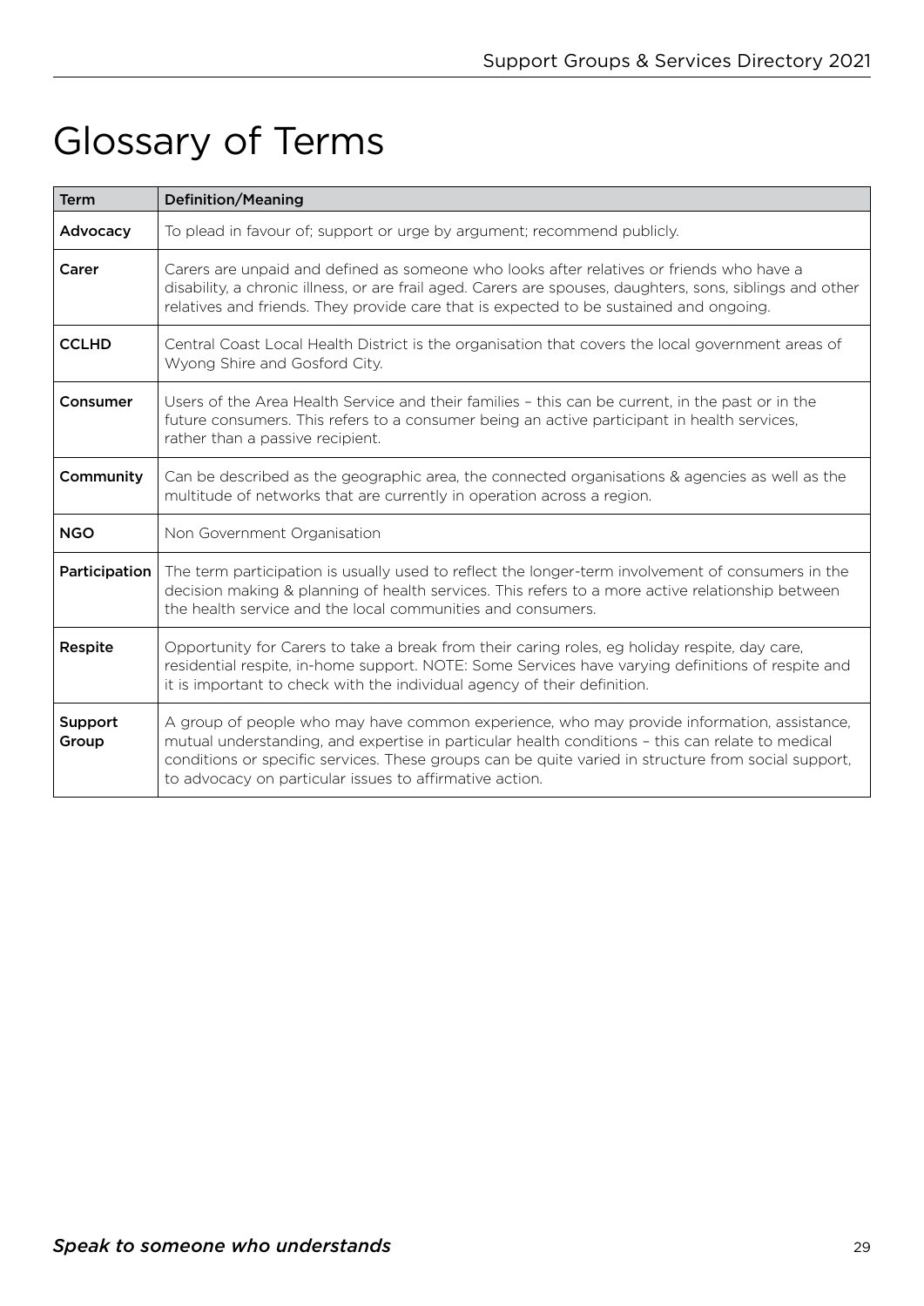# Glossary of Terms

| Term | Definition/Meaning |
| --- | --- |
| **Advocacy** | To plead in favour of; support or urge by argument; recommend publicly. |
| **Carer** | Carers are unpaid and defined as someone who looks after relatives or friends who have a disability, a chronic illness, or are frail aged. Carers are spouses, daughters, sons, siblings and other relatives and friends. They provide care that is expected to be sustained and ongoing. |
| **CCLHD** | Central Coast Local Health District is the organisation that covers the local government areas of Wyong Shire and Gosford City. |
| **Consumer** | Users of the Area Health Service and their families – this can be current, in the past or in the future consumers. This refers to a consumer being an active participant in health services, rather than a passive recipient. |
| **Community** | Can be described as the geographic area, the connected organisations & agencies as well as the multitude of networks that are currently in operation across a region. |
| **NGO** | Non Government Organisation |
| **Participation** | The term participation is usually used to reflect the longer-term involvement of consumers in the decision making & planning of health services. This refers to a more active relationship between the health service and the local communities and consumers. |
| **Respite** | Opportunity for Carers to take a break from their caring roles, eg holiday respite, day care, residential respite, in-home support. NOTE: Some Services have varying definitions of respite and it is important to check with the individual agency of their definition. |
| **Support Group** | A group of people who may have common experience, who may provide information, assistance, mutual understanding, and expertise in particular health conditions – this can relate to medical conditions or specific services. These groups can be quite varied in structure from social support, to advocacy on particular issues to affirmative action. |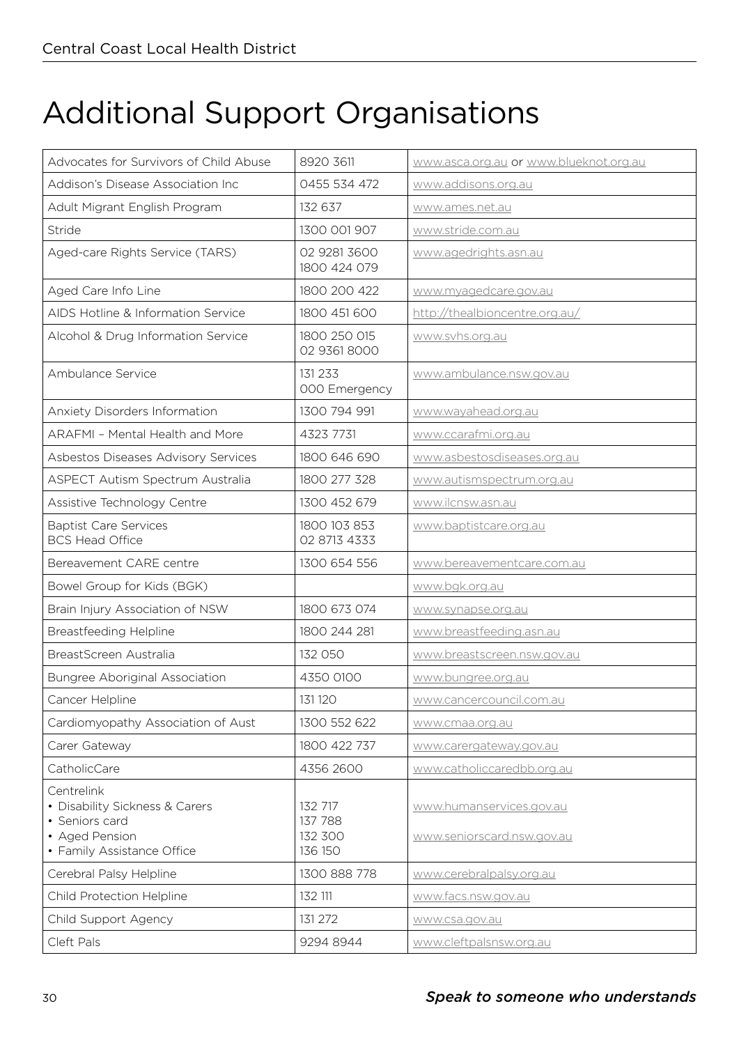# Additional Support Organisations

| | | |
|---|---|---|
| Advocates for Survivors of Child Abuse | 8920 3611 | www.asca.org.au or www.blueknot.org.au |
| Addison's Disease Association Inc | 0455 534 472 | www.addisons.org.au |
| Adult Migrant English Program | 132 637 | www.ames.net.au |
| Stride | 1300 001 907 | www.stride.com.au |
| Aged-care Rights Service (TARS) | 02 9281 3600<br>1800 424 079 | www.agedrights.asn.au |
| Aged Care Info Line | 1800 200 422 | www.myagedcare.gov.au |
| AIDS Hotline & Information Service | 1800 451 600 | http://thealbioncentre.org.au/ |
| Alcohol & Drug Information Service | 1800 250 015<br>02 9361 8000 | www.svhs.org.au |
| Ambulance Service | 131 233<br>000 Emergency | www.ambulance.nsw.gov.au |
| Anxiety Disorders Information | 1300 794 991 | www.wayahead.org.au |
| ARAFMI – Mental Health and More | 4323 7731 | www.ccarafmi.org.au |
| Asbestos Diseases Advisory Services | 1800 646 690 | www.asbestosdiseases.org.au |
| ASPECT Autism Spectrum Australia | 1800 277 328 | www.autismspectrum.org.au |
| Assistive Technology Centre | 1300 452 679 | www.ilcnsw.asn.au |
| Baptist Care Services<br>BCS Head Office | 1800 103 853<br>02 8713 4333 | www.baptistcare.org.au |
| Bereavement CARE centre | 1300 654 556 | www.bereavementcare.com.au |
| Bowel Group for Kids (BGK) | | www.bgk.org.au |
| Brain Injury Association of NSW | 1800 673 074 | www.synapse.org.au |
| Breastfeeding Helpline | 1800 244 281 | www.breastfeeding.asn.au |
| BreastScreen Australia | 132 050 | www.breastscreen.nsw.gov.au |
| Bungree Aboriginal Association | 4350 0100 | www.bungree.org.au |
| Cancer Helpline | 131 120 | www.cancercouncil.com.au |
| Cardiomyopathy Association of Aust | 1300 552 622 | www.cmaa.org.au |
| Carer Gateway | 1800 422 737 | www.carergateway.gov.au |
| CatholicCare | 4356 2600 | www.catholiccaredbb.org.au |
| Centrelink<br>• Disability Sickness & Carers<br>• Seniors card<br>• Aged Pension<br>• Family Assistance Office | 132 717<br>137 788<br>132 300<br>136 150 | www.humanservices.gov.au<br>www.seniorscard.nsw.gov.au |
| Cerebral Palsy Helpline | 1300 888 778 | www.cerebralpalsy.org.au |
| Child Protection Helpline | 132 111 | www.facs.nsw.gov.au |
| Child Support Agency | 131 272 | www.csa.gov.au |
| Cleft Pals | 9294 8944 | www.cleftpalsnsw.org.au |

*Speak to someone who understands*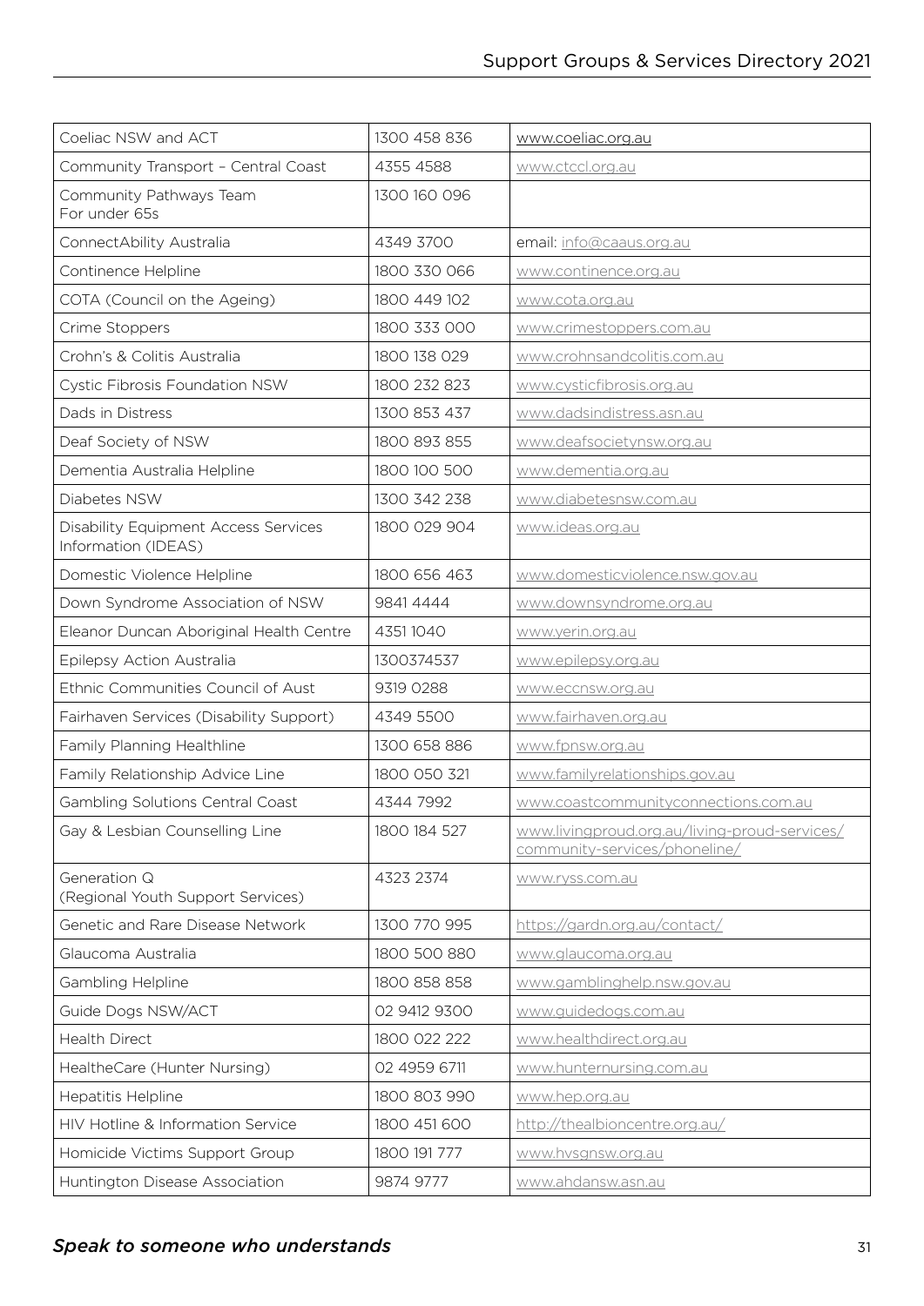| Coeliac NSW and ACT | 1300 458 836 | www.coeliac.org.au |
|---|---|---|
| Community Transport – Central Coast | 4355 4588 | www.ctccl.org.au |
| Community Pathways Team For under 65s | 1300 160 096 | |
| ConnectAbility Australia | 4349 3700 | email: info@caaus.org.au |
| Continence Helpline | 1800 330 066 | www.continence.org.au |
| COTA (Council on the Ageing) | 1800 449 102 | www.cota.org.au |
| Crime Stoppers | 1800 333 000 | www.crimestoppers.com.au |
| Crohn's & Colitis Australia | 1800 138 029 | www.crohnsandcolitis.com.au |
| Cystic Fibrosis Foundation NSW | 1800 232 823 | www.cysticfibrosis.org.au |
| Dads in Distress | 1300 853 437 | www.dadsindistress.asn.au |
| Deaf Society of NSW | 1800 893 855 | www.deafsocietynsw.org.au |
| Dementia Australia Helpline | 1800 100 500 | www.dementia.org.au |
| Diabetes NSW | 1300 342 238 | www.diabetesnsw.com.au |
| Disability Equipment Access Services Information (IDEAS) | 1800 029 904 | www.ideas.org.au |
| Domestic Violence Helpline | 1800 656 463 | www.domesticviolence.nsw.gov.au |
| Down Syndrome Association of NSW | 9841 4444 | www.downsyndrome.org.au |
| Eleanor Duncan Aboriginal Health Centre | 4351 1040 | www.yerin.org.au |
| Epilepsy Action Australia | 1300374537 | www.epilepsy.org.au |
| Ethnic Communities Council of Aust | 9319 0288 | www.eccnsw.org.au |
| Fairhaven Services (Disability Support) | 4349 5500 | www.fairhaven.org.au |
| Family Planning Healthline | 1300 658 886 | www.fpnsw.org.au |
| Family Relationship Advice Line | 1800 050 321 | www.familyrelationships.gov.au |
| Gambling Solutions Central Coast | 4344 7992 | www.coastcommunityconnections.com.au |
| Gay & Lesbian Counselling Line | 1800 184 527 | www.livingproud.org.au/living-proud-services/community-services/phoneline/ |
| Generation Q (Regional Youth Support Services) | 4323 2374 | www.ryss.com.au |
| Genetic and Rare Disease Network | 1300 770 995 | https://gardn.org.au/contact/ |
| Glaucoma Australia | 1800 500 880 | www.glaucoma.org.au |
| Gambling Helpline | 1800 858 858 | www.gamblinghelp.nsw.gov.au |
| Guide Dogs NSW/ACT | 02 9412 9300 | www.guidedogs.com.au |
| Health Direct | 1800 022 222 | www.healthdirect.org.au |
| HealtheCare (Hunter Nursing) | 02 4959 6711 | www.hunternursing.com.au |
| Hepatitis Helpline | 1800 803 990 | www.hep.org.au |
| HIV Hotline & Information Service | 1800 451 600 | http://thealbioncentre.org.au/ |
| Homicide Victims Support Group | 1800 191 777 | www.hvsgnsw.org.au |
| Huntington Disease Association | 9874 9777 | www.ahdansw.asn.au |

***Speak to someone who understands***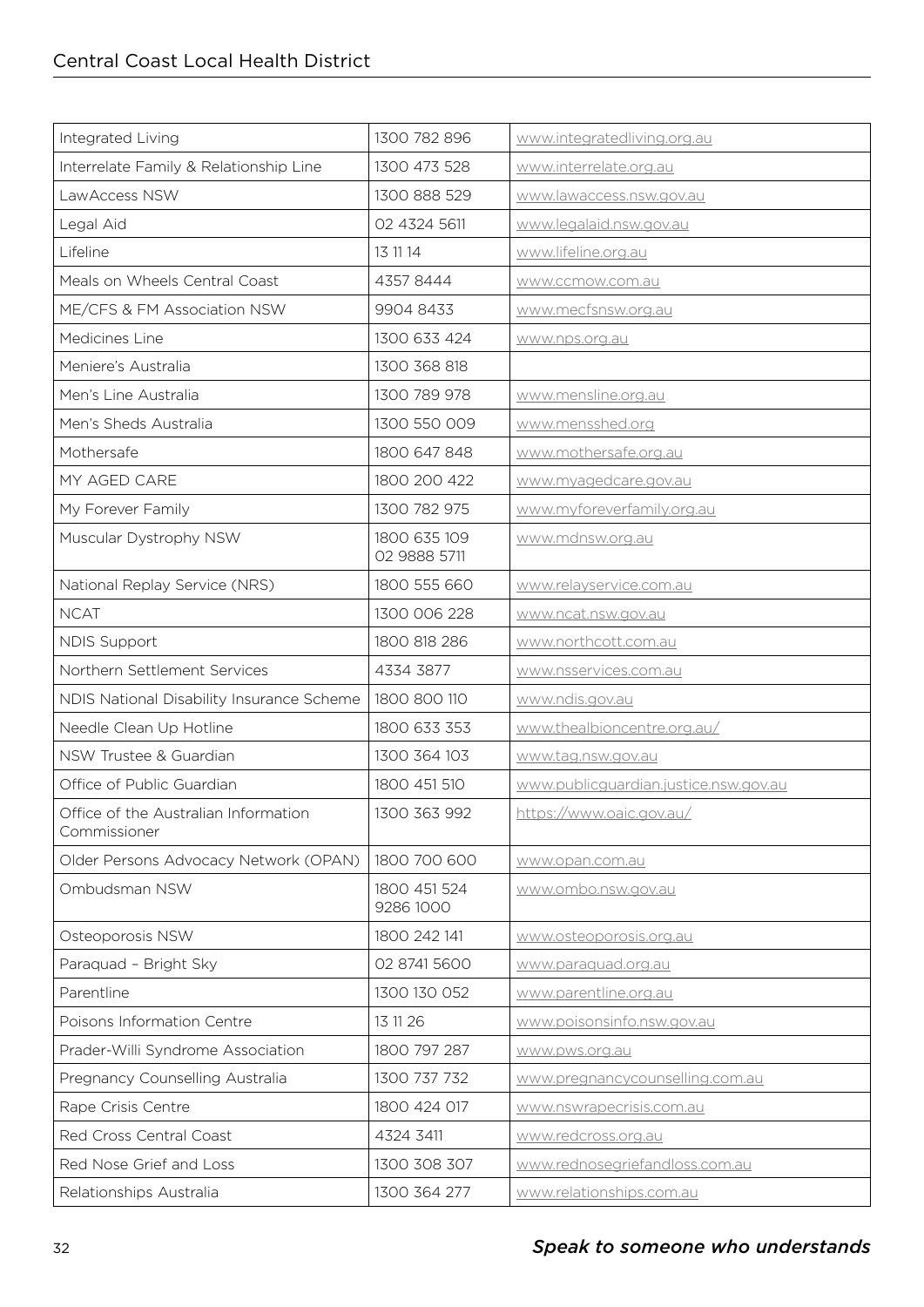| Integrated Living | 1300 782 896 | www.integratedliving.org.au |
|---|---|---|
| Interrelate Family & Relationship Line | 1300 473 528 | www.interrelate.org.au |
| LawAccess NSW | 1300 888 529 | www.lawaccess.nsw.gov.au |
| Legal Aid | 02 4324 5611 | www.legalaid.nsw.gov.au |
| Lifeline | 13 11 14 | www.lifeline.org.au |
| Meals on Wheels Central Coast | 4357 8444 | www.ccmow.com.au |
| ME/CFS & FM Association NSW | 9904 8433 | www.mecfsnsw.org.au |
| Medicines Line | 1300 633 424 | www.nps.org.au |
| Meniere's Australia | 1300 368 818 | |
| Men's Line Australia | 1300 789 978 | www.mensline.org.au |
| Men's Sheds Australia | 1300 550 009 | www.mensshed.org |
| Mothersafe | 1800 647 848 | www.mothersafe.org.au |
| MY AGED CARE | 1800 200 422 | www.myagedcare.gov.au |
| My Forever Family | 1300 782 975 | www.myforeverfamily.org.au |
| Muscular Dystrophy NSW | 1800 635 109<br>02 9888 5711 | www.mdnsw.org.au |
| National Replay Service (NRS) | 1800 555 660 | www.relayservice.com.au |
| NCAT | 1300 006 228 | www.ncat.nsw.gov.au |
| NDIS Support | 1800 818 286 | www.northcott.com.au |
| Northern Settlement Services | 4334 3877 | www.nsservices.com.au |
| NDIS National Disability Insurance Scheme | 1800 800 110 | www.ndis.gov.au |
| Needle Clean Up Hotline | 1800 633 353 | www.thealbioncentre.org.au/ |
| NSW Trustee & Guardian | 1300 364 103 | www.tag.nsw.gov.au |
| Office of Public Guardian | 1800 451 510 | www.publicguardian.justice.nsw.gov.au |
| Office of the Australian Information Commissioner | 1300 363 992 | https://www.oaic.gov.au/ |
| Older Persons Advocacy Network (OPAN) | 1800 700 600 | www.opan.com.au |
| Ombudsman NSW | 1800 451 524<br>9286 1000 | www.ombo.nsw.gov.au |
| Osteoporosis NSW | 1800 242 141 | www.osteoporosis.org.au |
| Paraquad – Bright Sky | 02 8741 5600 | www.paraquad.org.au |
| Parentline | 1300 130 052 | www.parentline.org.au |
| Poisons Information Centre | 13 11 26 | www.poisonsinfo.nsw.gov.au |
| Prader-Willi Syndrome Association | 1800 797 287 | www.pws.org.au |
| Pregnancy Counselling Australia | 1300 737 732 | www.pregnancycounselling.com.au |
| Rape Crisis Centre | 1800 424 017 | www.nswrapecrisis.com.au |
| Red Cross Central Coast | 4324 3411 | www.redcross.org.au |
| Red Nose Grief and Loss | 1300 308 307 | www.rednosegriefandloss.com.au |
| Relationships Australia | 1300 364 277 | www.relationships.com.au |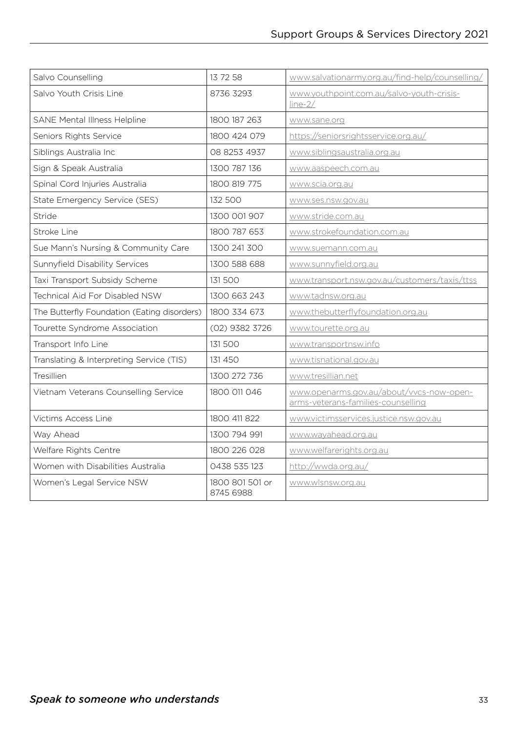| | | |
|---|---|---|
| Salvo Counselling | 13 72 58 | www.salvationarmy.org.au/find-help/counselling/ |
| Salvo Youth Crisis Line | 8736 3293 | www.youthpoint.com.au/salvo-youth-crisis-line-2/ |
| SANE Mental Illness Helpline | 1800 187 263 | www.sane.org |
| Seniors Rights Service | 1800 424 079 | https://seniorsrightsservice.org.au/ |
| Siblings Australia Inc | 08 8253 4937 | www.siblingsaustralia.org.au |
| Sign & Speak Australia | 1300 787 136 | www.aaspeech.com.au |
| Spinal Cord Injuries Australia | 1800 819 775 | www.scia.org.au |
| State Emergency Service (SES) | 132 500 | www.ses.nsw.gov.au |
| Stride | 1300 001 907 | www.stride.com.au |
| Stroke Line | 1800 787 653 | www.strokefoundation.com.au |
| Sue Mann's Nursing & Community Care | 1300 241 300 | www.suemann.com.au |
| Sunnyfield Disability Services | 1300 588 688 | www.sunnyfield.org.au |
| Taxi Transport Subsidy Scheme | 131 500 | www.transport.nsw.gov.au/customers/taxis/ttss |
| Technical Aid For Disabled NSW | 1300 663 243 | www.tadnsw.org.au |
| The Butterfly Foundation (Eating disorders) | 1800 334 673 | www.thebutterflyfoundation.org.au |
| Tourette Syndrome Association | (02) 9382 3726 | www.tourette.org.au |
| Transport Info Line | 131 500 | www.transportnsw.info |
| Translating & Interpreting Service (TIS) | 131 450 | www.tisnational.gov.au |
| Tresillien | 1300 272 736 | www.tresillian.net |
| Vietnam Veterans Counselling Service | 1800 011 046 | www.openarms.gov.au/about/vvcs-now-open-arms-veterans-families-counselling |
| Victims Access Line | 1800 411 822 | www.victimsservices.justice.nsw.gov.au |
| Way Ahead | 1300 794 991 | www.wayahead.org.au |
| Welfare Rights Centre | 1800 226 028 | www.welfarerights.org.au |
| Women with Disabilities Australia | 0438 535 123 | http://wwda.org.au/ |
| Women's Legal Service NSW | 1800 801 501 or 8745 6988 | www.wlsnsw.org.au |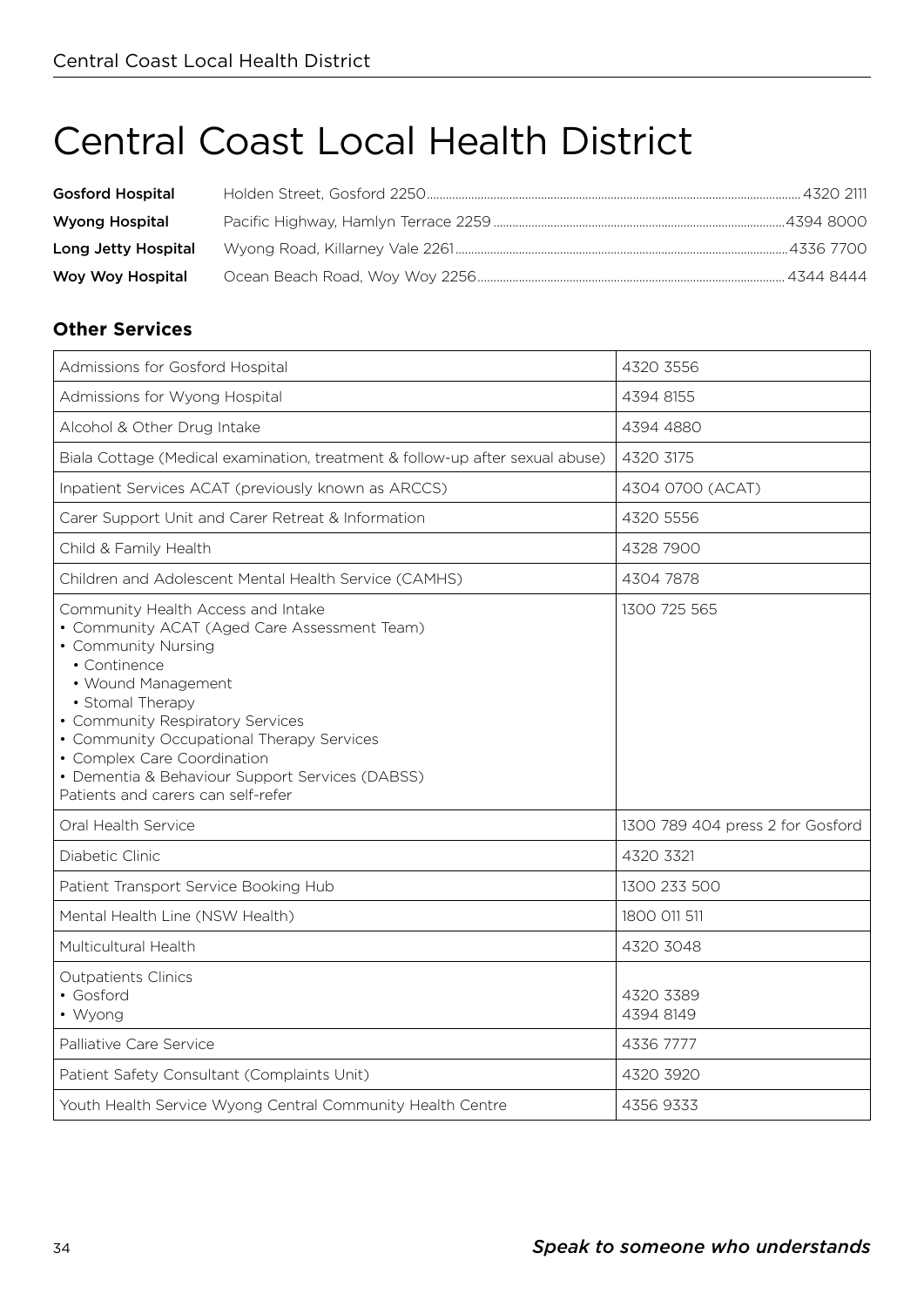# Central Coast Local Health District

**Gosford Hospital** Holden Street, Gosford 2250 .......... 4320 2111

**Wyong Hospital** Pacific Highway, Hamlyn Terrace 2259 .......... 4394 8000

**Long Jetty Hospital** Wyong Road, Killarney Vale 2261 .......... 4336 7700

**Woy Woy Hospital** Ocean Beach Road, Woy Woy 2256 .......... 4344 8444

### Other Services

| Service | Phone |
| --- | --- |
| Admissions for Gosford Hospital | 4320 3556 |
| Admissions for Wyong Hospital | 4394 8155 |
| Alcohol & Other Drug Intake | 4394 4880 |
| Biala Cottage (Medical examination, treatment & follow-up after sexual abuse) | 4320 3175 |
| Inpatient Services ACAT (previously known as ARCCS) | 4304 0700 (ACAT) |
| Carer Support Unit and Carer Retreat & Information | 4320 5556 |
| Child & Family Health | 4328 7900 |
| Children and Adolescent Mental Health Service (CAMHS) | 4304 7878 |
| Community Health Access and Intake<br>• Community ACAT (Aged Care Assessment Team)<br>• Community Nursing<br>&nbsp;&nbsp;• Continence<br>&nbsp;&nbsp;• Wound Management<br>&nbsp;&nbsp;• Stomal Therapy<br>• Community Respiratory Services<br>• Community Occupational Therapy Services<br>• Complex Care Coordination<br>• Dementia & Behaviour Support Services (DABSS)<br>Patients and carers can self-refer | 1300 725 565 |
| Oral Health Service | 1300 789 404 press 2 for Gosford |
| Diabetic Clinic | 4320 3321 |
| Patient Transport Service Booking Hub | 1300 233 500 |
| Mental Health Line (NSW Health) | 1800 011 511 |
| Multicultural Health | 4320 3048 |
| Outpatients Clinics<br>• Gosford<br>• Wyong | <br>4320 3389<br>4394 8149 |
| Palliative Care Service | 4336 7777 |
| Patient Safety Consultant (Complaints Unit) | 4320 3920 |
| Youth Health Service Wyong Central Community Health Centre | 4356 9333 |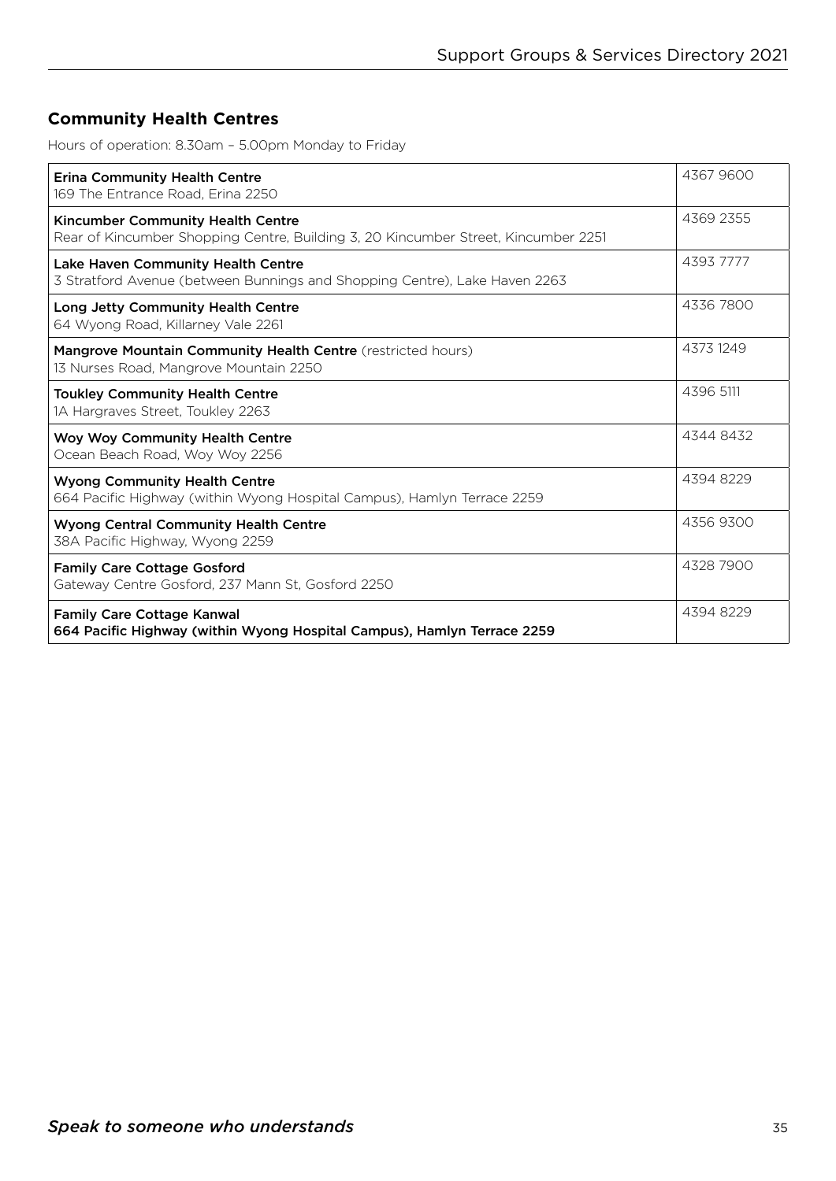## Community Health Centres

Hours of operation: 8.30am – 5.00pm Monday to Friday

| Centre | Phone |
|---|---|
| **Erina Community Health Centre**<br>169 The Entrance Road, Erina 2250 | 4367 9600 |
| **Kincumber Community Health Centre**<br>Rear of Kincumber Shopping Centre, Building 3, 20 Kincumber Street, Kincumber 2251 | 4369 2355 |
| **Lake Haven Community Health Centre**<br>3 Stratford Avenue (between Bunnings and Shopping Centre), Lake Haven 2263 | 4393 7777 |
| **Long Jetty Community Health Centre**<br>64 Wyong Road, Killarney Vale 2261 | 4336 7800 |
| **Mangrove Mountain Community Health Centre** (restricted hours)<br>13 Nurses Road, Mangrove Mountain 2250 | 4373 1249 |
| **Toukley Community Health Centre**<br>1A Hargraves Street, Toukley 2263 | 4396 5111 |
| **Woy Woy Community Health Centre**<br>Ocean Beach Road, Woy Woy 2256 | 4344 8432 |
| **Wyong Community Health Centre**<br>664 Pacific Highway (within Wyong Hospital Campus), Hamlyn Terrace 2259 | 4394 8229 |
| **Wyong Central Community Health Centre**<br>38A Pacific Highway, Wyong 2259 | 4356 9300 |
| **Family Care Cottage Gosford**<br>Gateway Centre Gosford, 237 Mann St, Gosford 2250 | 4328 7900 |
| **Family Care Cottage Kanwal**<br>**664 Pacific Highway (within Wyong Hospital Campus), Hamlyn Terrace 2259** | 4394 8229 |

*Speak to someone who understands*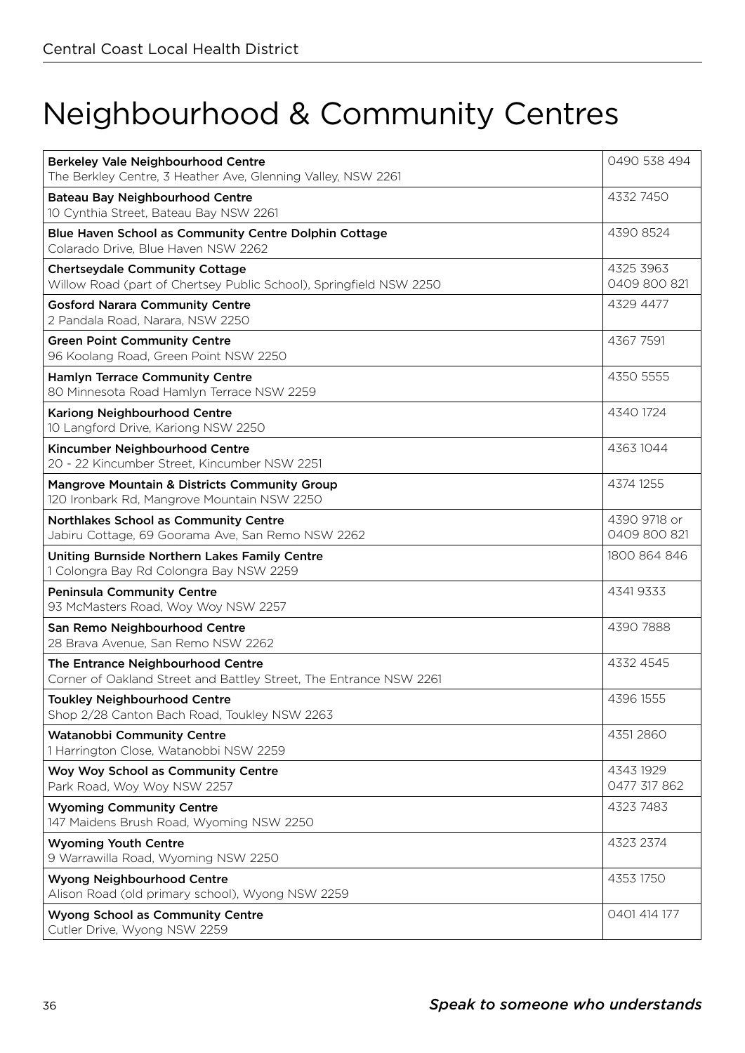# Neighbourhood & Community Centres

| Centre | Phone |
|---|---|
| **Berkeley Vale Neighbourhood Centre**<br>The Berkley Centre, 3 Heather Ave, Glenning Valley, NSW 2261 | 0490 538 494 |
| **Bateau Bay Neighbourhood Centre**<br>10 Cynthia Street, Bateau Bay NSW 2261 | 4332 7450 |
| **Blue Haven School as Community Centre Dolphin Cottage**<br>Colarado Drive, Blue Haven NSW 2262 | 4390 8524 |
| **Chertseydale Community Cottage**<br>Willow Road (part of Chertsey Public School), Springfield NSW 2250 | 4325 3963<br>0409 800 821 |
| **Gosford Narara Community Centre**<br>2 Pandala Road, Narara, NSW 2250 | 4329 4477 |
| **Green Point Community Centre**<br>96 Koolang Road, Green Point NSW 2250 | 4367 7591 |
| **Hamlyn Terrace Community Centre**<br>80 Minnesota Road Hamlyn Terrace NSW 2259 | 4350 5555 |
| **Kariong Neighbourhood Centre**<br>10 Langford Drive, Kariong NSW 2250 | 4340 1724 |
| **Kincumber Neighbourhood Centre**<br>20 - 22 Kincumber Street, Kincumber NSW 2251 | 4363 1044 |
| **Mangrove Mountain & Districts Community Group**<br>120 Ironbark Rd, Mangrove Mountain NSW 2250 | 4374 1255 |
| **Northlakes School as Community Centre**<br>Jabiru Cottage, 69 Goorama Ave, San Remo NSW 2262 | 4390 9718 or<br>0409 800 821 |
| **Uniting Burnside Northern Lakes Family Centre**<br>1 Colongra Bay Rd Colongra Bay NSW 2259 | 1800 864 846 |
| **Peninsula Community Centre**<br>93 McMasters Road, Woy Woy NSW 2257 | 4341 9333 |
| **San Remo Neighbourhood Centre**<br>28 Brava Avenue, San Remo NSW 2262 | 4390 7888 |
| **The Entrance Neighbourhood Centre**<br>Corner of Oakland Street and Battley Street, The Entrance NSW 2261 | 4332 4545 |
| **Toukley Neighbourhood Centre**<br>Shop 2/28 Canton Bach Road, Toukley NSW 2263 | 4396 1555 |
| **Watanobbi Community Centre**<br>1 Harrington Close, Watanobbi NSW 2259 | 4351 2860 |
| **Woy Woy School as Community Centre**<br>Park Road, Woy Woy NSW 2257 | 4343 1929<br>0477 317 862 |
| **Wyoming Community Centre**<br>147 Maidens Brush Road, Wyoming NSW 2250 | 4323 7483 |
| **Wyoming Youth Centre**<br>9 Warrawilla Road, Wyoming NSW 2250 | 4323 2374 |
| **Wyong Neighbourhood Centre**<br>Alison Road (old primary school), Wyong NSW 2259 | 4353 1750 |
| **Wyong School as Community Centre**<br>Cutler Drive, Wyong NSW 2259 | 0401 414 177 |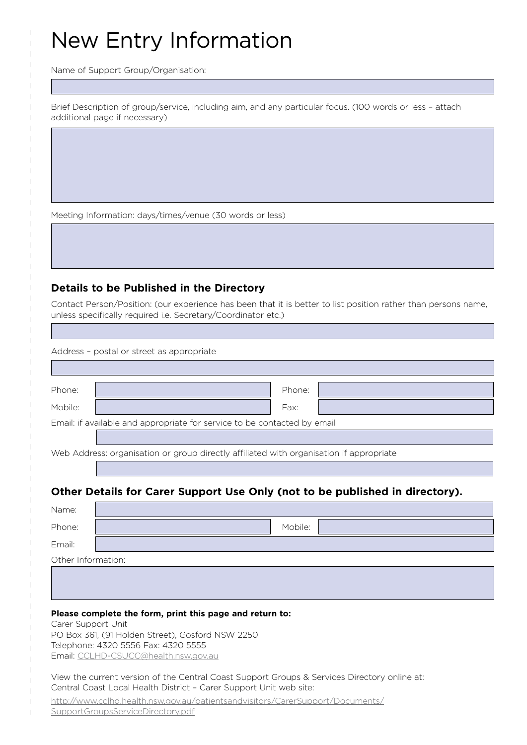# New Entry Information

Name of Support Group/Organisation:

Brief Description of group/service, including aim, and any particular focus. (100 words or less – attach additional page if necessary)

Meeting Information: days/times/venue (30 words or less)

## Details to be Published in the Directory

Contact Person/Position: (our experience has been that it is better to list position rather than persons name, unless specifically required i.e. Secretary/Coordinator etc.)

Address – postal or street as appropriate

Phone:

Phone:

Mobile:

Fax:

Email: if available and appropriate for service to be contacted by email

Web Address: organisation or group directly affiliated with organisation if appropriate

## Other Details for Carer Support Use Only (not to be published in directory).

Name:

Phone:

Mobile:

Email:

Other Information:

**Please complete the form, print this page and return to:**
Carer Support Unit
PO Box 361, (91 Holden Street), Gosford NSW 2250
Telephone: 4320 5556 Fax: 4320 5555
Email: CCLHD-CSUCC@health.nsw.gov.au

View the current version of the Central Coast Support Groups & Services Directory online at:
Central Coast Local Health District – Carer Support Unit web site:

http://www.cclhd.health.nsw.gov.au/patientsandvisitors/CarerSupport/Documents/SupportGroupsServiceDirectory.pdf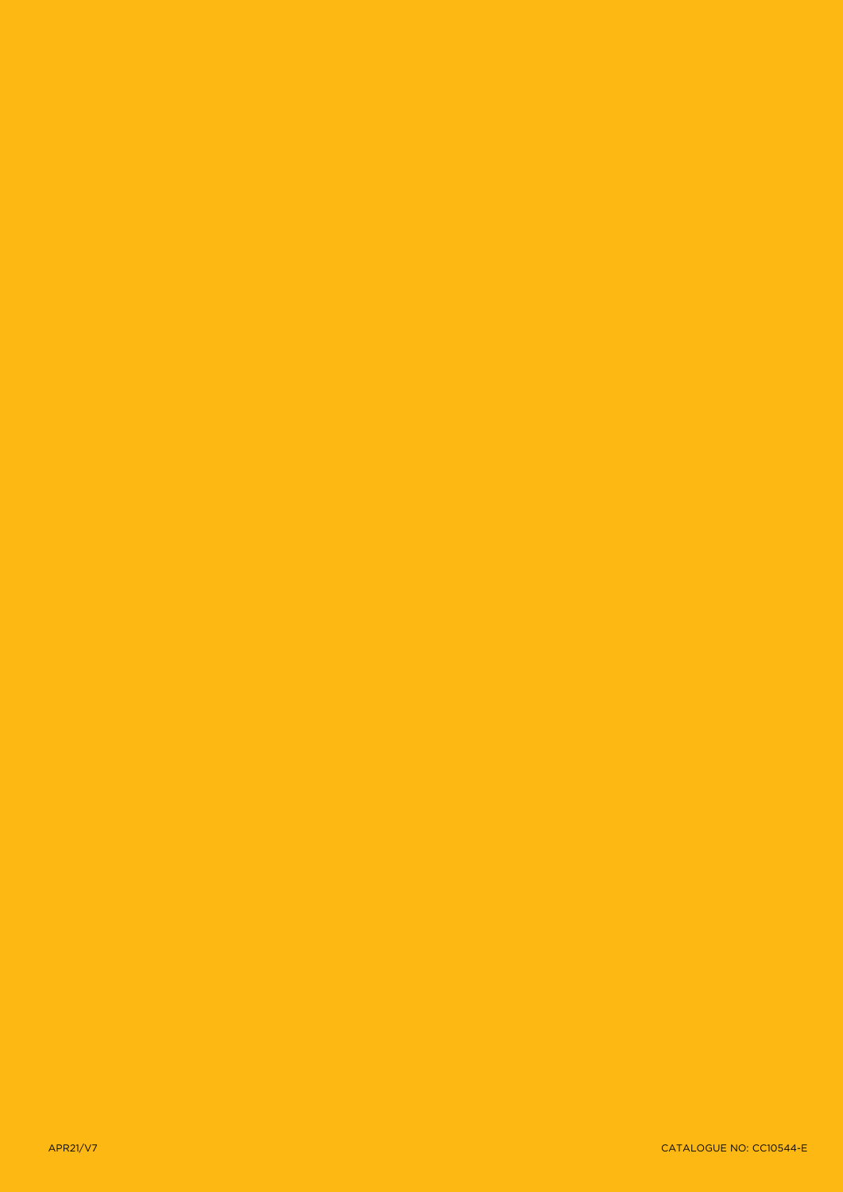APR21/V7

CATALOGUE NO: CC10544-E